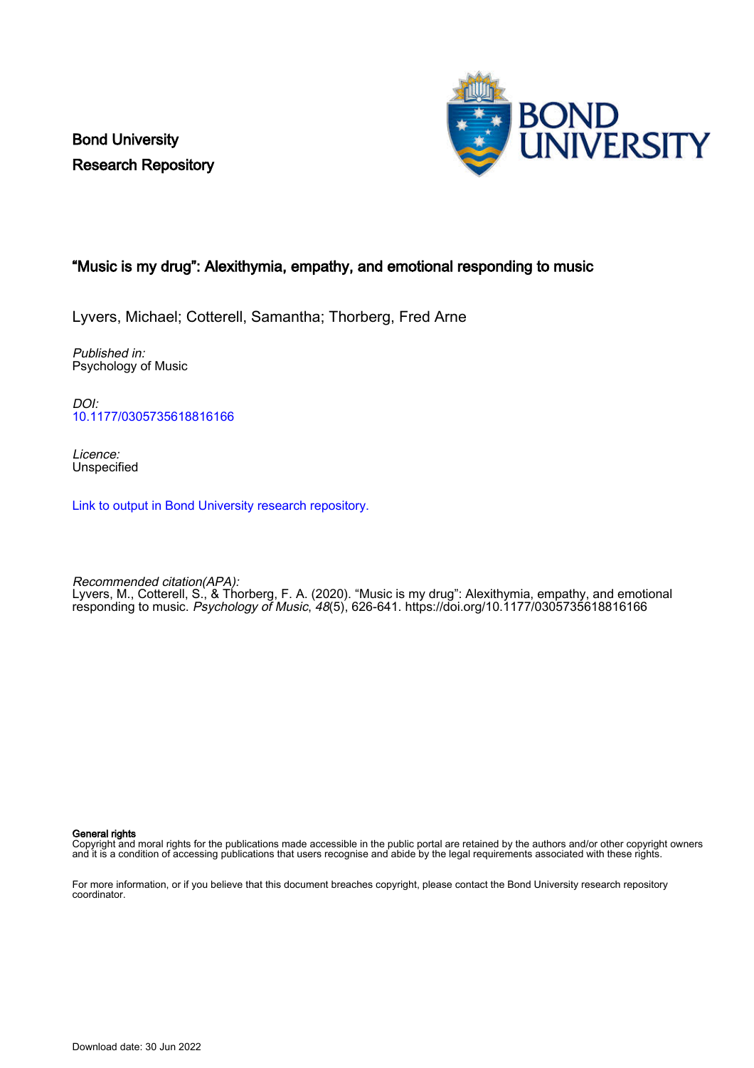Bond University
Research Repository

# "Music is my drug": Alexithymia, empathy, and emotional responding to music

Lyvers, Michael; Cotterell, Samantha; Thorberg, Fred Arne

*Published in:*
Psychology of Music

*DOI:*
10.1177/0305735618816166

*Licence:*
Unspecified

Link to output in Bond University research repository.

*Recommended citation(APA):*
Lyvers, M., Cotterell, S., & Thorberg, F. A. (2020). "Music is my drug": Alexithymia, empathy, and emotional responding to music. *Psychology of Music*, *48*(5), 626-641. https://doi.org/10.1177/0305735618816166

**General rights**
Copyright and moral rights for the publications made accessible in the public portal are retained by the authors and/or other copyright owners and it is a condition of accessing publications that users recognise and abide by the legal requirements associated with these rights.

For more information, or if you believe that this document breaches copyright, please contact the Bond University research repository coordinator.

Download date: 30 Jun 2022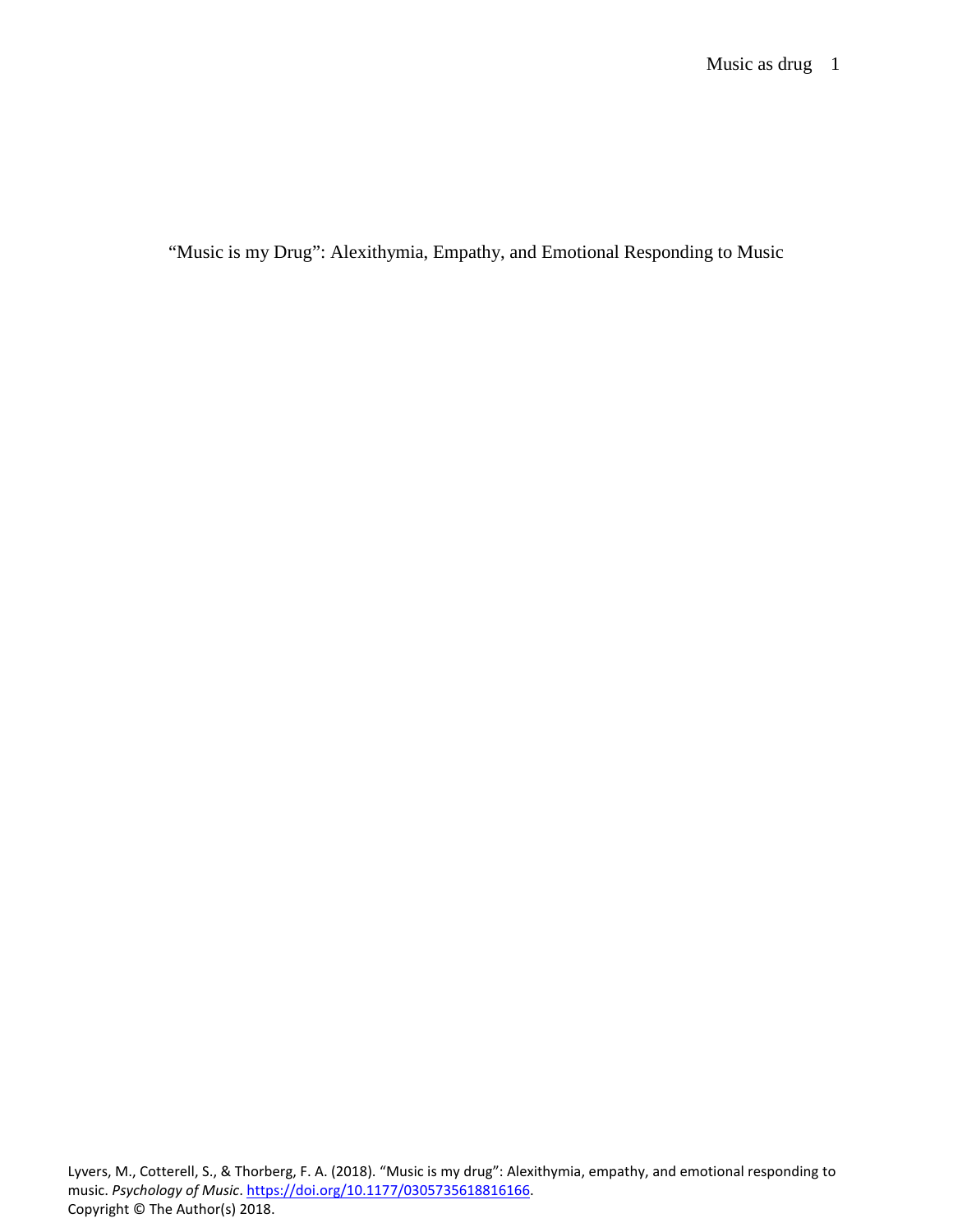“Music is my Drug”: Alexithymia, Empathy, and Emotional Responding to Music

Lyvers, M., Cotterell, S., & Thorberg, F. A. (2018). “Music is my drug”: Alexithymia, empathy, and emotional responding to music. *Psychology of Music*. https://doi.org/10.1177/0305735618816166.
Copyright © The Author(s) 2018.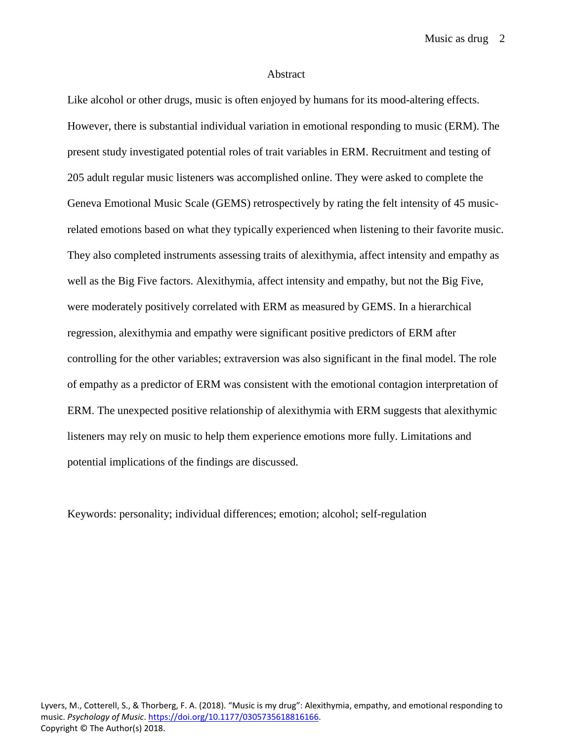## Abstract

Like alcohol or other drugs, music is often enjoyed by humans for its mood-altering effects. However, there is substantial individual variation in emotional responding to music (ERM). The present study investigated potential roles of trait variables in ERM. Recruitment and testing of 205 adult regular music listeners was accomplished online. They were asked to complete the Geneva Emotional Music Scale (GEMS) retrospectively by rating the felt intensity of 45 music-related emotions based on what they typically experienced when listening to their favorite music. They also completed instruments assessing traits of alexithymia, affect intensity and empathy as well as the Big Five factors. Alexithymia, affect intensity and empathy, but not the Big Five, were moderately positively correlated with ERM as measured by GEMS. In a hierarchical regression, alexithymia and empathy were significant positive predictors of ERM after controlling for the other variables; extraversion was also significant in the final model. The role of empathy as a predictor of ERM was consistent with the emotional contagion interpretation of ERM. The unexpected positive relationship of alexithymia with ERM suggests that alexithymic listeners may rely on music to help them experience emotions more fully. Limitations and potential implications of the findings are discussed.

Keywords: personality; individual differences; emotion; alcohol; self-regulation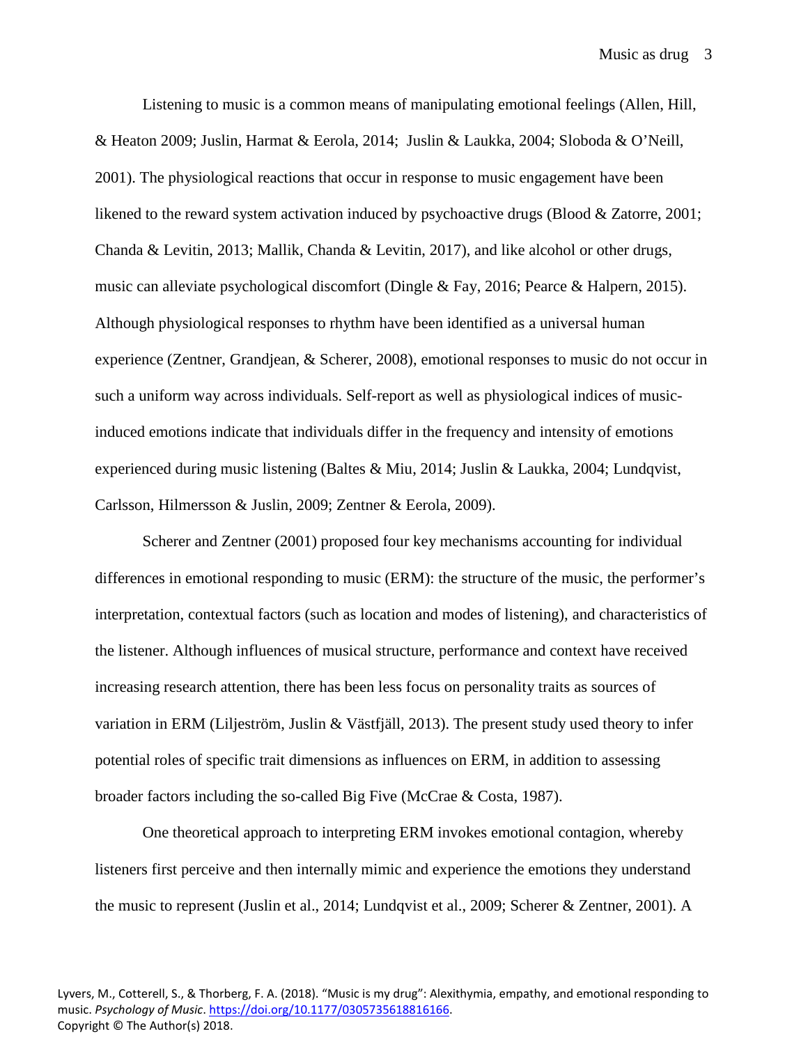Listening to music is a common means of manipulating emotional feelings (Allen, Hill, & Heaton 2009; Juslin, Harmat & Eerola, 2014; Juslin & Laukka, 2004; Sloboda & O'Neill, 2001). The physiological reactions that occur in response to music engagement have been likened to the reward system activation induced by psychoactive drugs (Blood & Zatorre, 2001; Chanda & Levitin, 2013; Mallik, Chanda & Levitin, 2017), and like alcohol or other drugs, music can alleviate psychological discomfort (Dingle & Fay, 2016; Pearce & Halpern, 2015). Although physiological responses to rhythm have been identified as a universal human experience (Zentner, Grandjean, & Scherer, 2008), emotional responses to music do not occur in such a uniform way across individuals. Self-report as well as physiological indices of music-induced emotions indicate that individuals differ in the frequency and intensity of emotions experienced during music listening (Baltes & Miu, 2014; Juslin & Laukka, 2004; Lundqvist, Carlsson, Hilmersson & Juslin, 2009; Zentner & Eerola, 2009).

Scherer and Zentner (2001) proposed four key mechanisms accounting for individual differences in emotional responding to music (ERM): the structure of the music, the performer's interpretation, contextual factors (such as location and modes of listening), and characteristics of the listener. Although influences of musical structure, performance and context have received increasing research attention, there has been less focus on personality traits as sources of variation in ERM (Liljeström, Juslin & Västfjäll, 2013). The present study used theory to infer potential roles of specific trait dimensions as influences on ERM, in addition to assessing broader factors including the so-called Big Five (McCrae & Costa, 1987).

One theoretical approach to interpreting ERM invokes emotional contagion, whereby listeners first perceive and then internally mimic and experience the emotions they understand the music to represent (Juslin et al., 2014; Lundqvist et al., 2009; Scherer & Zentner, 2001). A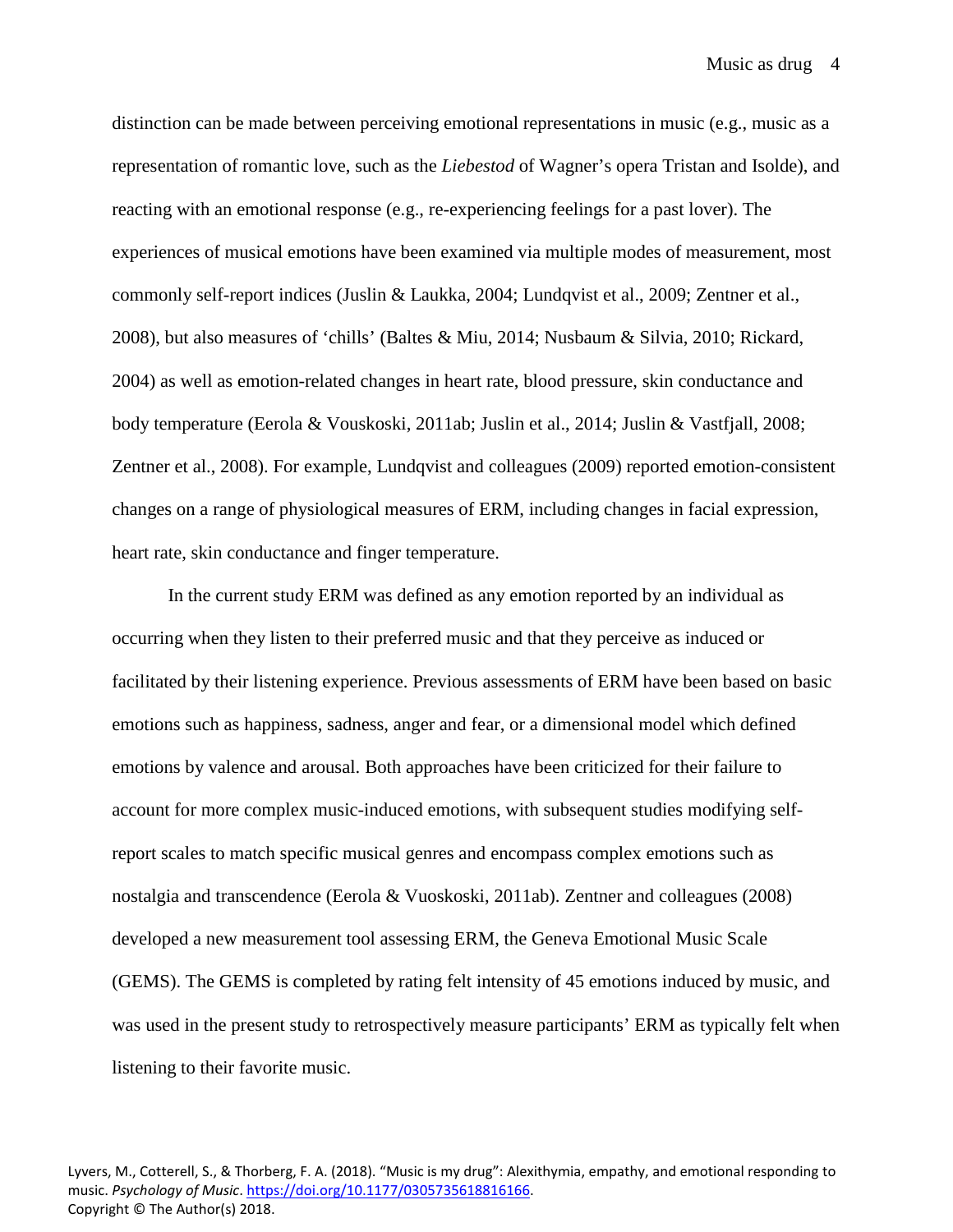distinction can be made between perceiving emotional representations in music (e.g., music as a representation of romantic love, such as the *Liebestod* of Wagner's opera Tristan and Isolde), and reacting with an emotional response (e.g., re-experiencing feelings for a past lover). The experiences of musical emotions have been examined via multiple modes of measurement, most commonly self-report indices (Juslin & Laukka, 2004; Lundqvist et al., 2009; Zentner et al., 2008), but also measures of 'chills' (Baltes & Miu, 2014; Nusbaum & Silvia, 2010; Rickard, 2004) as well as emotion-related changes in heart rate, blood pressure, skin conductance and body temperature (Eerola & Vouskoski, 2011ab; Juslin et al., 2014; Juslin & Vastfjall, 2008; Zentner et al., 2008). For example, Lundqvist and colleagues (2009) reported emotion-consistent changes on a range of physiological measures of ERM, including changes in facial expression, heart rate, skin conductance and finger temperature.

In the current study ERM was defined as any emotion reported by an individual as occurring when they listen to their preferred music and that they perceive as induced or facilitated by their listening experience. Previous assessments of ERM have been based on basic emotions such as happiness, sadness, anger and fear, or a dimensional model which defined emotions by valence and arousal. Both approaches have been criticized for their failure to account for more complex music-induced emotions, with subsequent studies modifying self-report scales to match specific musical genres and encompass complex emotions such as nostalgia and transcendence (Eerola & Vuoskoski, 2011ab). Zentner and colleagues (2008) developed a new measurement tool assessing ERM, the Geneva Emotional Music Scale (GEMS). The GEMS is completed by rating felt intensity of 45 emotions induced by music, and was used in the present study to retrospectively measure participants' ERM as typically felt when listening to their favorite music.

Lyvers, M., Cotterell, S., & Thorberg, F. A. (2018). "Music is my drug": Alexithymia, empathy, and emotional responding to music. *Psychology of Music*. https://doi.org/10.1177/0305735618816166.
Copyright © The Author(s) 2018.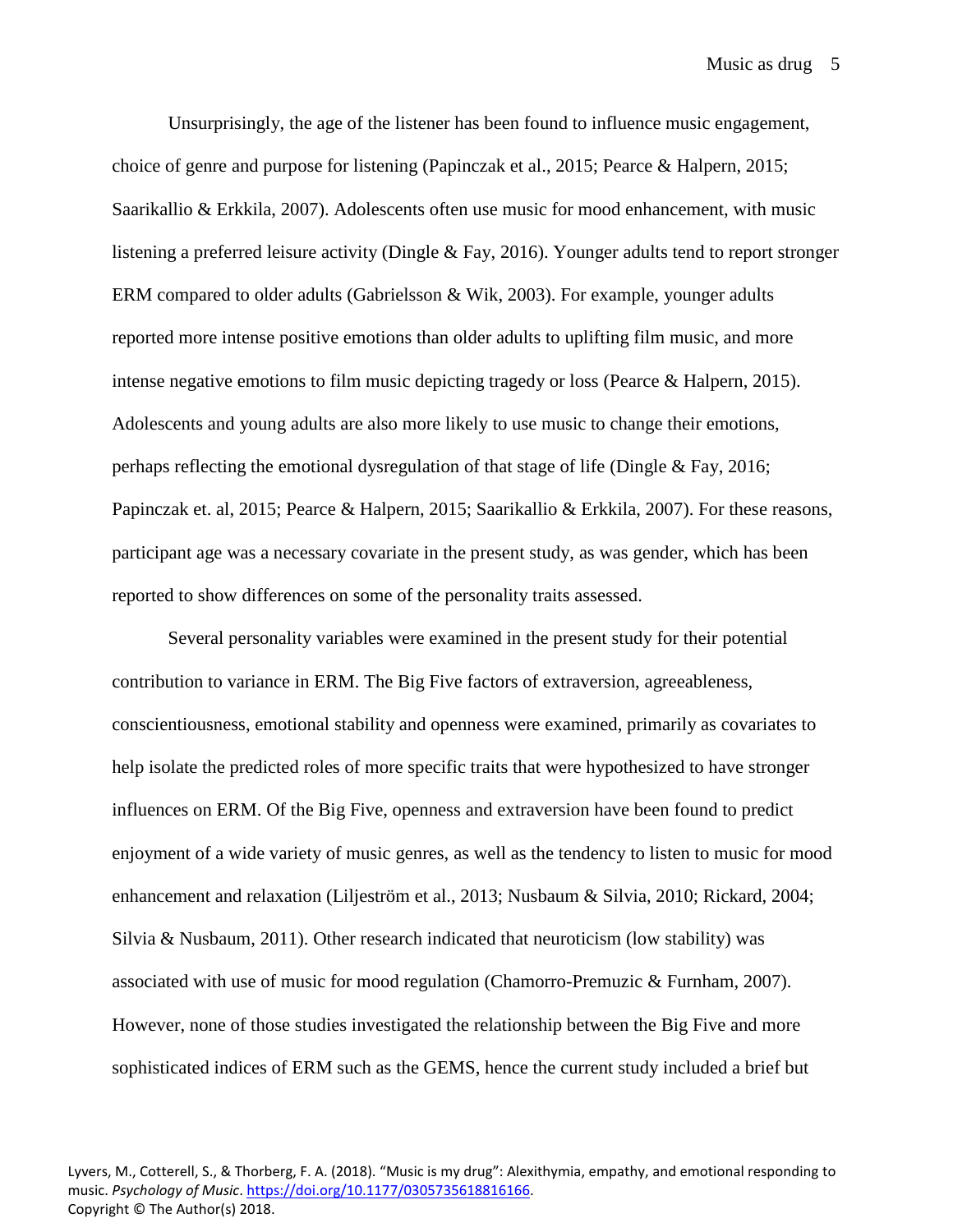Unsurprisingly, the age of the listener has been found to influence music engagement, choice of genre and purpose for listening (Papinczak et al., 2015; Pearce & Halpern, 2015; Saarikallio & Erkkila, 2007). Adolescents often use music for mood enhancement, with music listening a preferred leisure activity (Dingle & Fay, 2016). Younger adults tend to report stronger ERM compared to older adults (Gabrielsson & Wik, 2003). For example, younger adults reported more intense positive emotions than older adults to uplifting film music, and more intense negative emotions to film music depicting tragedy or loss (Pearce & Halpern, 2015). Adolescents and young adults are also more likely to use music to change their emotions, perhaps reflecting the emotional dysregulation of that stage of life (Dingle & Fay, 2016; Papinczak et. al, 2015; Pearce & Halpern, 2015; Saarikallio & Erkkila, 2007). For these reasons, participant age was a necessary covariate in the present study, as was gender, which has been reported to show differences on some of the personality traits assessed.

Several personality variables were examined in the present study for their potential contribution to variance in ERM. The Big Five factors of extraversion, agreeableness, conscientiousness, emotional stability and openness were examined, primarily as covariates to help isolate the predicted roles of more specific traits that were hypothesized to have stronger influences on ERM. Of the Big Five, openness and extraversion have been found to predict enjoyment of a wide variety of music genres, as well as the tendency to listen to music for mood enhancement and relaxation (Liljeström et al., 2013; Nusbaum & Silvia, 2010; Rickard, 2004; Silvia & Nusbaum, 2011). Other research indicated that neuroticism (low stability) was associated with use of music for mood regulation (Chamorro-Premuzic & Furnham, 2007). However, none of those studies investigated the relationship between the Big Five and more sophisticated indices of ERM such as the GEMS, hence the current study included a brief but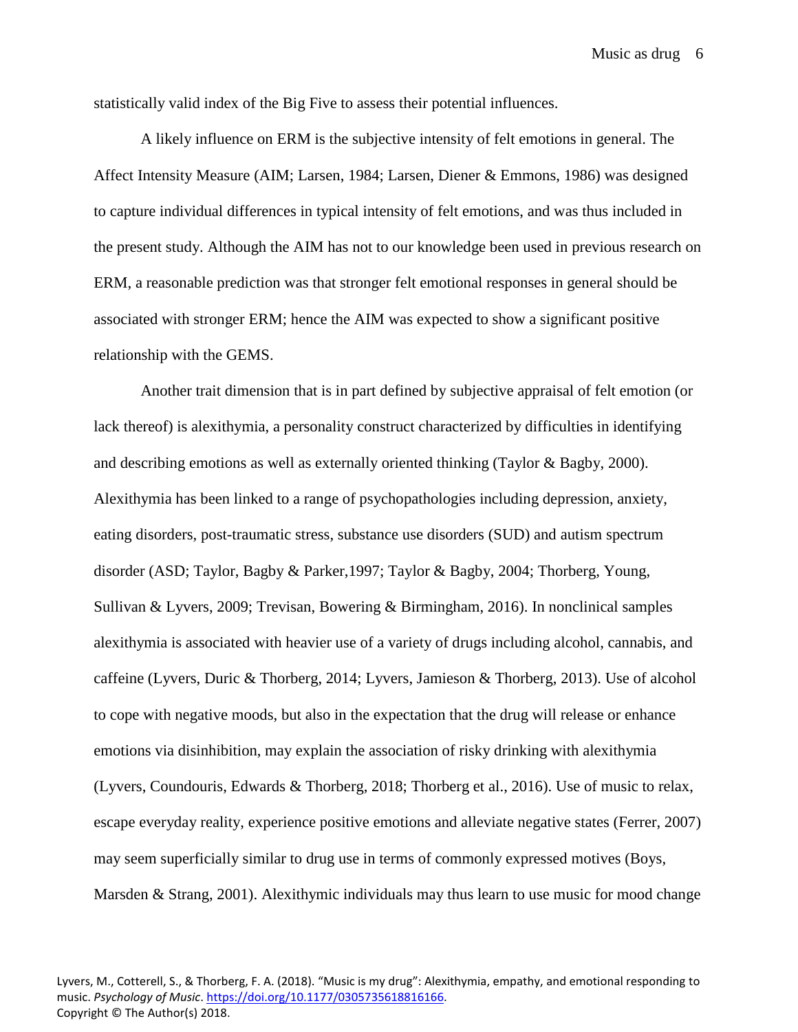statistically valid index of the Big Five to assess their potential influences.

A likely influence on ERM is the subjective intensity of felt emotions in general. The Affect Intensity Measure (AIM; Larsen, 1984; Larsen, Diener & Emmons, 1986) was designed to capture individual differences in typical intensity of felt emotions, and was thus included in the present study. Although the AIM has not to our knowledge been used in previous research on ERM, a reasonable prediction was that stronger felt emotional responses in general should be associated with stronger ERM; hence the AIM was expected to show a significant positive relationship with the GEMS.

Another trait dimension that is in part defined by subjective appraisal of felt emotion (or lack thereof) is alexithymia, a personality construct characterized by difficulties in identifying and describing emotions as well as externally oriented thinking (Taylor & Bagby, 2000). Alexithymia has been linked to a range of psychopathologies including depression, anxiety, eating disorders, post-traumatic stress, substance use disorders (SUD) and autism spectrum disorder (ASD; Taylor, Bagby & Parker,1997; Taylor & Bagby, 2004; Thorberg, Young, Sullivan & Lyvers, 2009; Trevisan, Bowering & Birmingham, 2016). In nonclinical samples alexithymia is associated with heavier use of a variety of drugs including alcohol, cannabis, and caffeine (Lyvers, Duric & Thorberg, 2014; Lyvers, Jamieson & Thorberg, 2013). Use of alcohol to cope with negative moods, but also in the expectation that the drug will release or enhance emotions via disinhibition, may explain the association of risky drinking with alexithymia (Lyvers, Coundouris, Edwards & Thorberg, 2018; Thorberg et al., 2016). Use of music to relax, escape everyday reality, experience positive emotions and alleviate negative states (Ferrer, 2007) may seem superficially similar to drug use in terms of commonly expressed motives (Boys, Marsden & Strang, 2001). Alexithymic individuals may thus learn to use music for mood change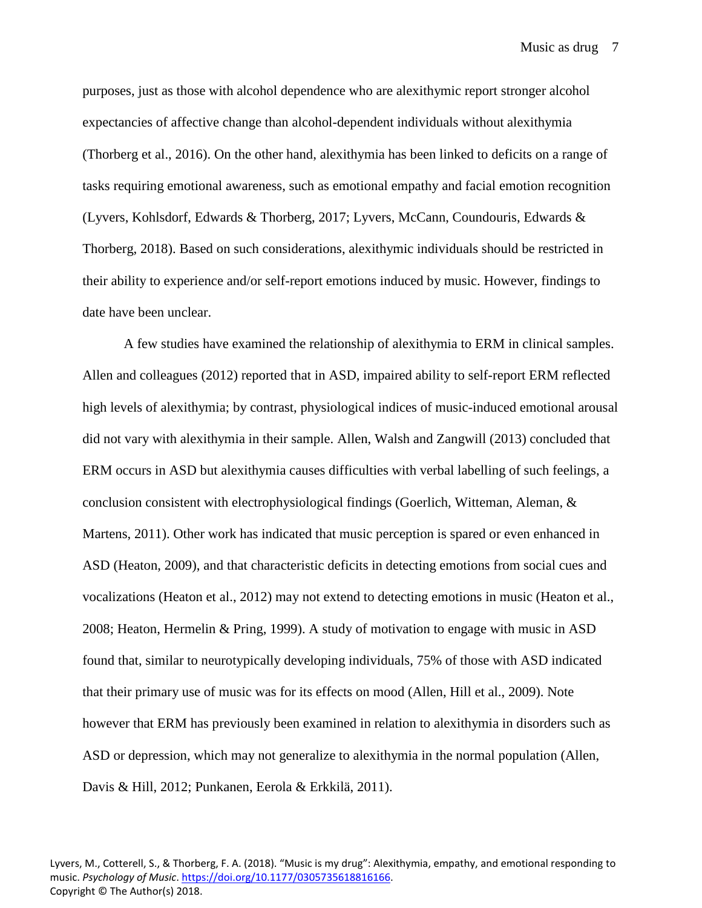purposes, just as those with alcohol dependence who are alexithymic report stronger alcohol expectancies of affective change than alcohol-dependent individuals without alexithymia (Thorberg et al., 2016). On the other hand, alexithymia has been linked to deficits on a range of tasks requiring emotional awareness, such as emotional empathy and facial emotion recognition (Lyvers, Kohlsdorf, Edwards & Thorberg, 2017; Lyvers, McCann, Coundouris, Edwards & Thorberg, 2018). Based on such considerations, alexithymic individuals should be restricted in their ability to experience and/or self-report emotions induced by music. However, findings to date have been unclear.

A few studies have examined the relationship of alexithymia to ERM in clinical samples. Allen and colleagues (2012) reported that in ASD, impaired ability to self-report ERM reflected high levels of alexithymia; by contrast, physiological indices of music-induced emotional arousal did not vary with alexithymia in their sample. Allen, Walsh and Zangwill (2013) concluded that ERM occurs in ASD but alexithymia causes difficulties with verbal labelling of such feelings, a conclusion consistent with electrophysiological findings (Goerlich, Witteman, Aleman, & Martens, 2011). Other work has indicated that music perception is spared or even enhanced in ASD (Heaton, 2009), and that characteristic deficits in detecting emotions from social cues and vocalizations (Heaton et al., 2012) may not extend to detecting emotions in music (Heaton et al., 2008; Heaton, Hermelin & Pring, 1999). A study of motivation to engage with music in ASD found that, similar to neurotypically developing individuals, 75% of those with ASD indicated that their primary use of music was for its effects on mood (Allen, Hill et al., 2009). Note however that ERM has previously been examined in relation to alexithymia in disorders such as ASD or depression, which may not generalize to alexithymia in the normal population (Allen, Davis & Hill, 2012; Punkanen, Eerola & Erkkilä, 2011).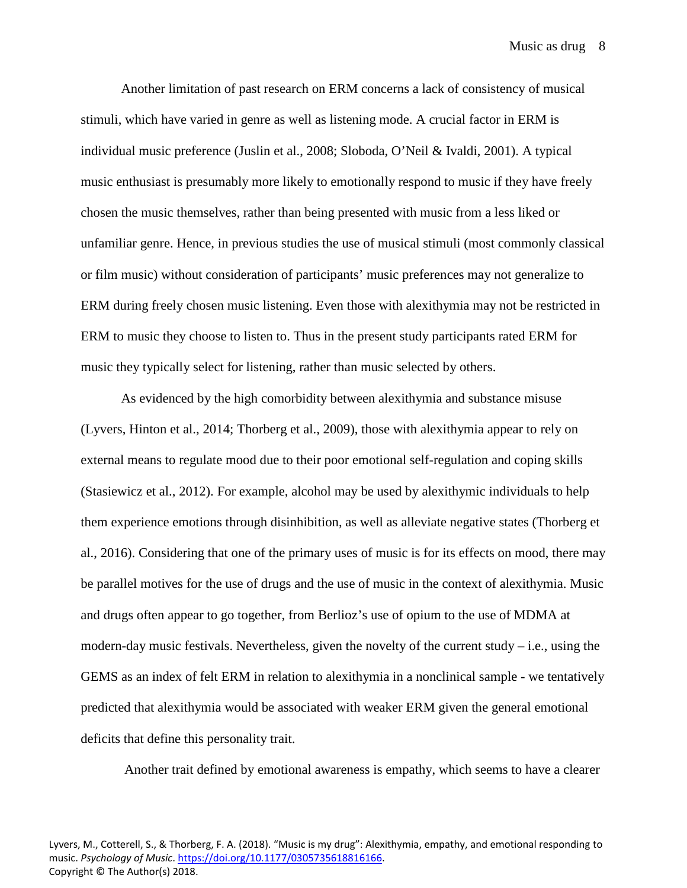Another limitation of past research on ERM concerns a lack of consistency of musical stimuli, which have varied in genre as well as listening mode. A crucial factor in ERM is individual music preference (Juslin et al., 2008; Sloboda, O'Neil & Ivaldi, 2001). A typical music enthusiast is presumably more likely to emotionally respond to music if they have freely chosen the music themselves, rather than being presented with music from a less liked or unfamiliar genre. Hence, in previous studies the use of musical stimuli (most commonly classical or film music) without consideration of participants' music preferences may not generalize to ERM during freely chosen music listening. Even those with alexithymia may not be restricted in ERM to music they choose to listen to. Thus in the present study participants rated ERM for music they typically select for listening, rather than music selected by others.

As evidenced by the high comorbidity between alexithymia and substance misuse (Lyvers, Hinton et al., 2014; Thorberg et al., 2009), those with alexithymia appear to rely on external means to regulate mood due to their poor emotional self-regulation and coping skills (Stasiewicz et al., 2012). For example, alcohol may be used by alexithymic individuals to help them experience emotions through disinhibition, as well as alleviate negative states (Thorberg et al., 2016). Considering that one of the primary uses of music is for its effects on mood, there may be parallel motives for the use of drugs and the use of music in the context of alexithymia. Music and drugs often appear to go together, from Berlioz's use of opium to the use of MDMA at modern-day music festivals. Nevertheless, given the novelty of the current study – i.e., using the GEMS as an index of felt ERM in relation to alexithymia in a nonclinical sample - we tentatively predicted that alexithymia would be associated with weaker ERM given the general emotional deficits that define this personality trait.

Another trait defined by emotional awareness is empathy, which seems to have a clearer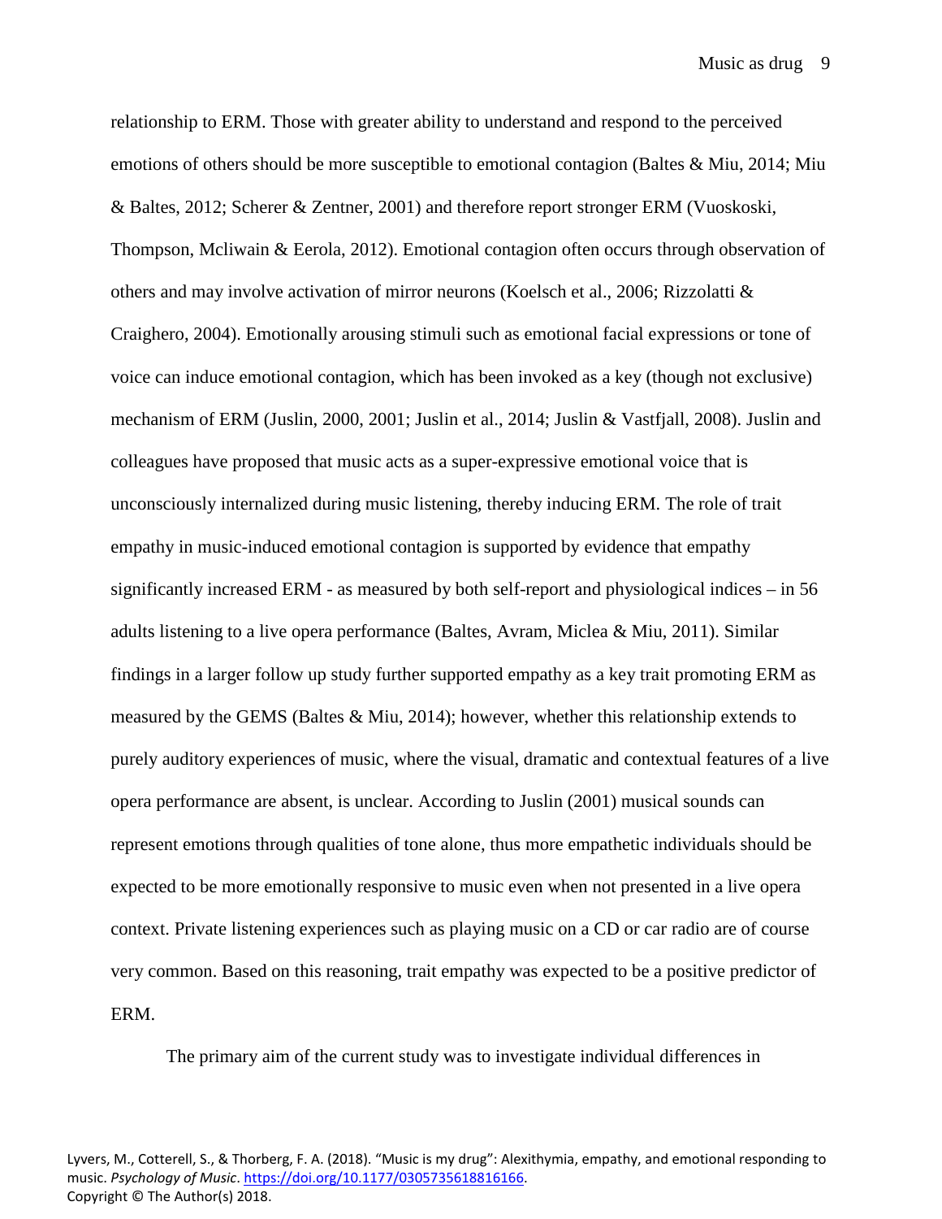relationship to ERM. Those with greater ability to understand and respond to the perceived emotions of others should be more susceptible to emotional contagion (Baltes & Miu, 2014; Miu & Baltes, 2012; Scherer & Zentner, 2001) and therefore report stronger ERM (Vuoskoski, Thompson, Mcliwain & Eerola, 2012). Emotional contagion often occurs through observation of others and may involve activation of mirror neurons (Koelsch et al., 2006; Rizzolatti & Craighero, 2004). Emotionally arousing stimuli such as emotional facial expressions or tone of voice can induce emotional contagion, which has been invoked as a key (though not exclusive) mechanism of ERM (Juslin, 2000, 2001; Juslin et al., 2014; Juslin & Vastfjall, 2008). Juslin and colleagues have proposed that music acts as a super-expressive emotional voice that is unconsciously internalized during music listening, thereby inducing ERM. The role of trait empathy in music-induced emotional contagion is supported by evidence that empathy significantly increased ERM - as measured by both self-report and physiological indices – in 56 adults listening to a live opera performance (Baltes, Avram, Miclea & Miu, 2011). Similar findings in a larger follow up study further supported empathy as a key trait promoting ERM as measured by the GEMS (Baltes & Miu, 2014); however, whether this relationship extends to purely auditory experiences of music, where the visual, dramatic and contextual features of a live opera performance are absent, is unclear. According to Juslin (2001) musical sounds can represent emotions through qualities of tone alone, thus more empathetic individuals should be expected to be more emotionally responsive to music even when not presented in a live opera context. Private listening experiences such as playing music on a CD or car radio are of course very common. Based on this reasoning, trait empathy was expected to be a positive predictor of ERM.

The primary aim of the current study was to investigate individual differences in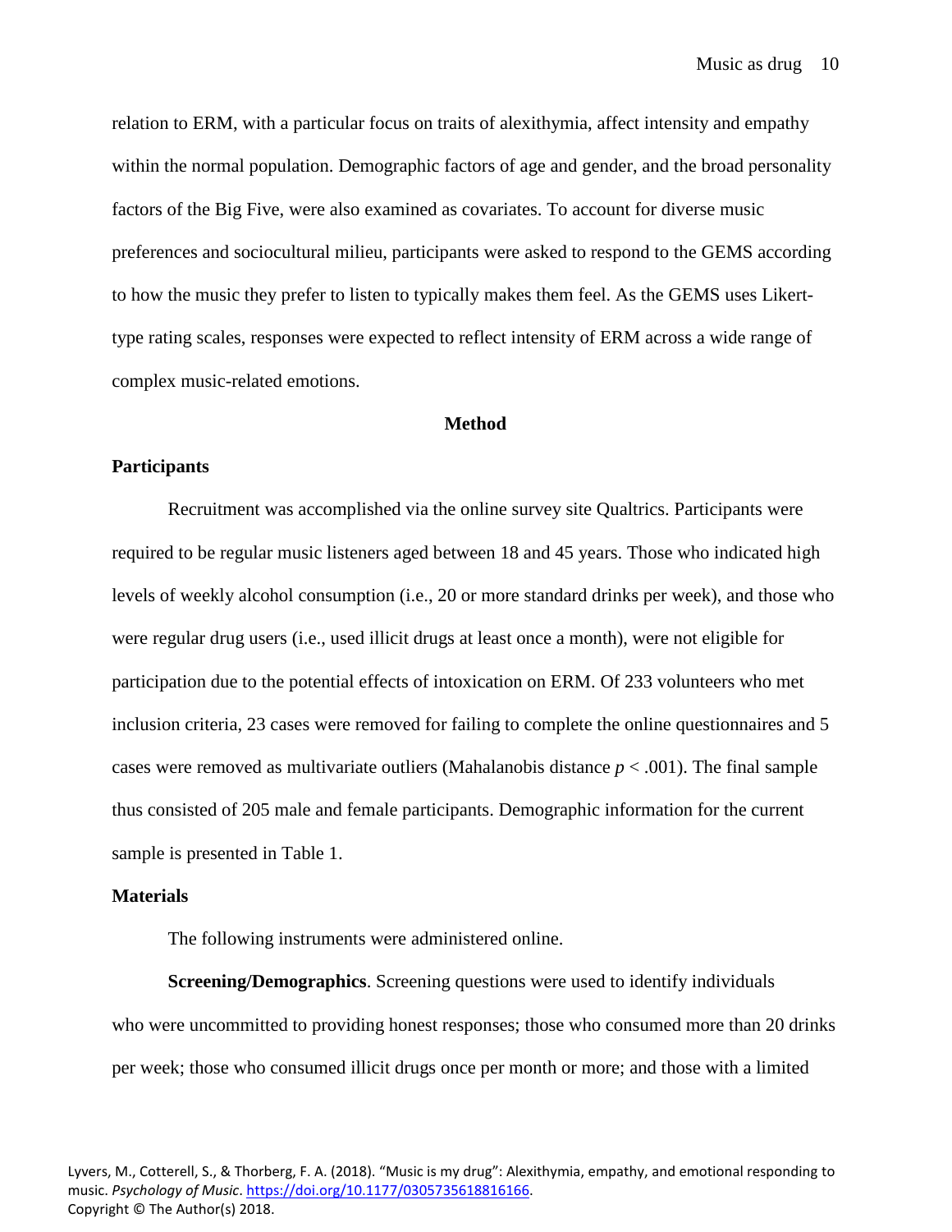relation to ERM, with a particular focus on traits of alexithymia, affect intensity and empathy within the normal population. Demographic factors of age and gender, and the broad personality factors of the Big Five, were also examined as covariates. To account for diverse music preferences and sociocultural milieu, participants were asked to respond to the GEMS according to how the music they prefer to listen to typically makes them feel. As the GEMS uses Likert-type rating scales, responses were expected to reflect intensity of ERM across a wide range of complex music-related emotions.

## Method

### Participants

Recruitment was accomplished via the online survey site Qualtrics. Participants were required to be regular music listeners aged between 18 and 45 years. Those who indicated high levels of weekly alcohol consumption (i.e., 20 or more standard drinks per week), and those who were regular drug users (i.e., used illicit drugs at least once a month), were not eligible for participation due to the potential effects of intoxication on ERM. Of 233 volunteers who met inclusion criteria, 23 cases were removed for failing to complete the online questionnaires and 5 cases were removed as multivariate outliers (Mahalanobis distance $p < .001$). The final sample thus consisted of 205 male and female participants. Demographic information for the current sample is presented in Table 1.

### Materials

The following instruments were administered online.

**Screening/Demographics**. Screening questions were used to identify individuals who were uncommitted to providing honest responses; those who consumed more than 20 drinks per week; those who consumed illicit drugs once per month or more; and those with a limited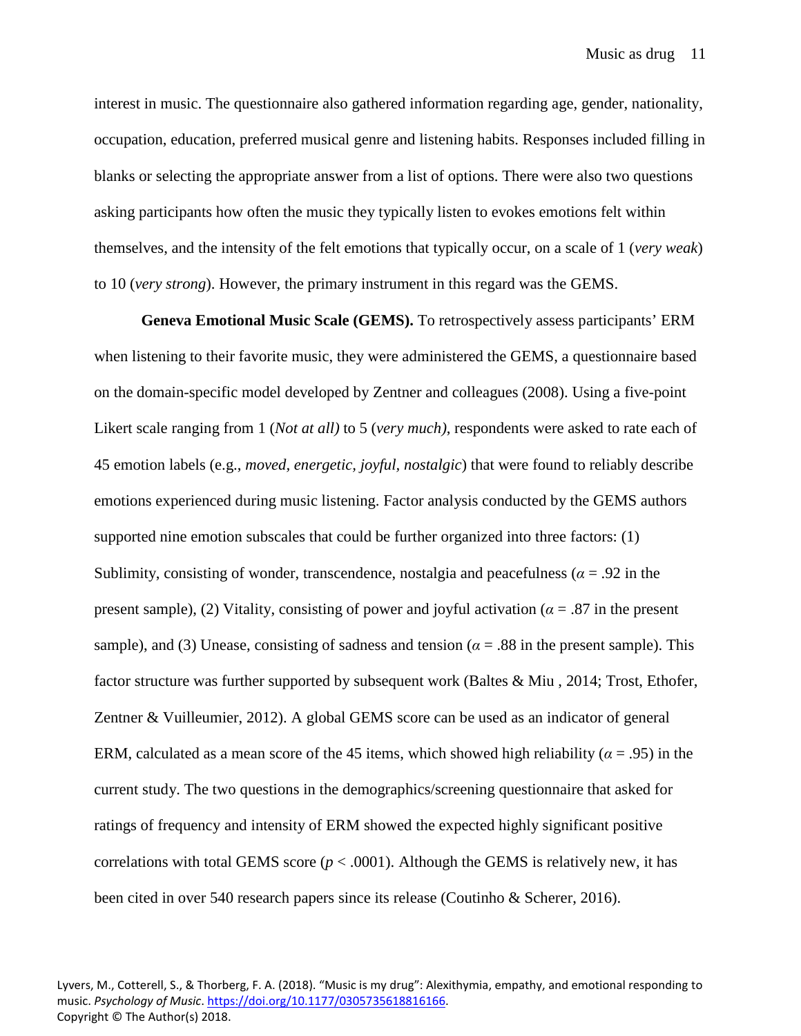interest in music. The questionnaire also gathered information regarding age, gender, nationality, occupation, education, preferred musical genre and listening habits. Responses included filling in blanks or selecting the appropriate answer from a list of options. There were also two questions asking participants how often the music they typically listen to evokes emotions felt within themselves, and the intensity of the felt emotions that typically occur, on a scale of 1 (*very weak*) to 10 (*very strong*). However, the primary instrument in this regard was the GEMS.

**Geneva Emotional Music Scale (GEMS).** To retrospectively assess participants' ERM when listening to their favorite music, they were administered the GEMS, a questionnaire based on the domain-specific model developed by Zentner and colleagues (2008). Using a five-point Likert scale ranging from 1 (*Not at all)* to 5 (*very much)*, respondents were asked to rate each of 45 emotion labels (e.g., *moved, energetic, joyful, nostalgic*) that were found to reliably describe emotions experienced during music listening. Factor analysis conducted by the GEMS authors supported nine emotion subscales that could be further organized into three factors: (1) Sublimity, consisting of wonder, transcendence, nostalgia and peacefulness ($\alpha$ = .92 in the present sample), (2) Vitality, consisting of power and joyful activation ($\alpha$ = .87 in the present sample), and (3) Unease, consisting of sadness and tension ($\alpha$ = .88 in the present sample). This factor structure was further supported by subsequent work (Baltes & Miu , 2014; Trost, Ethofer, Zentner & Vuilleumier, 2012). A global GEMS score can be used as an indicator of general ERM, calculated as a mean score of the 45 items, which showed high reliability ($\alpha$ = .95) in the current study. The two questions in the demographics/screening questionnaire that asked for ratings of frequency and intensity of ERM showed the expected highly significant positive correlations with total GEMS score ($p$ < .0001). Although the GEMS is relatively new, it has been cited in over 540 research papers since its release (Coutinho & Scherer, 2016).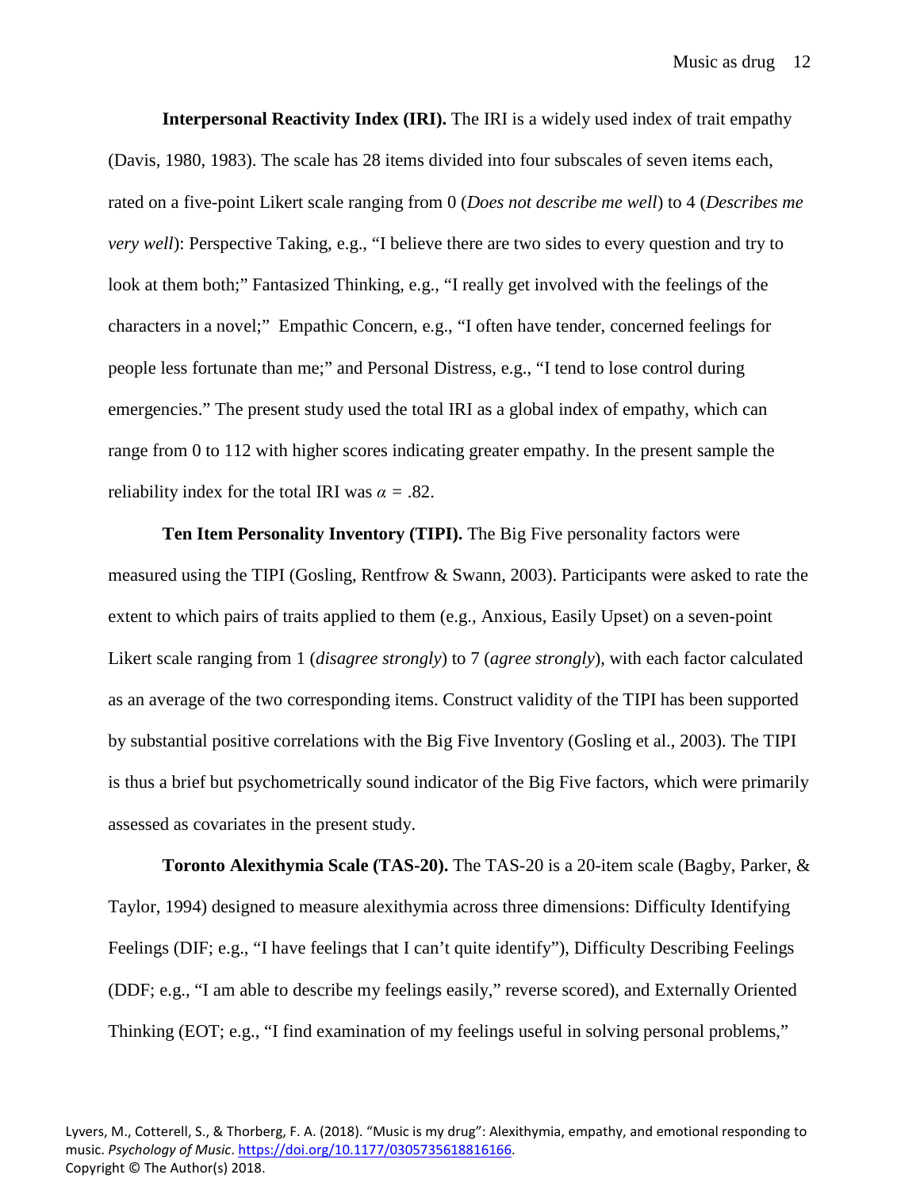**Interpersonal Reactivity Index (IRI).** The IRI is a widely used index of trait empathy (Davis, 1980, 1983). The scale has 28 items divided into four subscales of seven items each, rated on a five-point Likert scale ranging from 0 (*Does not describe me well*) to 4 (*Describes me very well*): Perspective Taking, e.g., "I believe there are two sides to every question and try to look at them both;" Fantasized Thinking, e.g., "I really get involved with the feelings of the characters in a novel;" Empathic Concern, e.g., "I often have tender, concerned feelings for people less fortunate than me;" and Personal Distress, e.g., "I tend to lose control during emergencies." The present study used the total IRI as a global index of empathy, which can range from 0 to 112 with higher scores indicating greater empathy. In the present sample the reliability index for the total IRI was $\alpha$ = .82.

**Ten Item Personality Inventory (TIPI).** The Big Five personality factors were measured using the TIPI (Gosling, Rentfrow & Swann, 2003). Participants were asked to rate the extent to which pairs of traits applied to them (e.g., Anxious, Easily Upset) on a seven-point Likert scale ranging from 1 (*disagree strongly*) to 7 (*agree strongly*), with each factor calculated as an average of the two corresponding items. Construct validity of the TIPI has been supported by substantial positive correlations with the Big Five Inventory (Gosling et al., 2003). The TIPI is thus a brief but psychometrically sound indicator of the Big Five factors, which were primarily assessed as covariates in the present study.

**Toronto Alexithymia Scale (TAS-20).** The TAS-20 is a 20-item scale (Bagby, Parker, & Taylor, 1994) designed to measure alexithymia across three dimensions: Difficulty Identifying Feelings (DIF; e.g., "I have feelings that I can't quite identify"), Difficulty Describing Feelings (DDF; e.g., "I am able to describe my feelings easily," reverse scored), and Externally Oriented Thinking (EOT; e.g., "I find examination of my feelings useful in solving personal problems,"

Lyvers, M., Cotterell, S., & Thorberg, F. A. (2018). "Music is my drug": Alexithymia, empathy, and emotional responding to music. *Psychology of Music*. https://doi.org/10.1177/0305735618816166.
Copyright © The Author(s) 2018.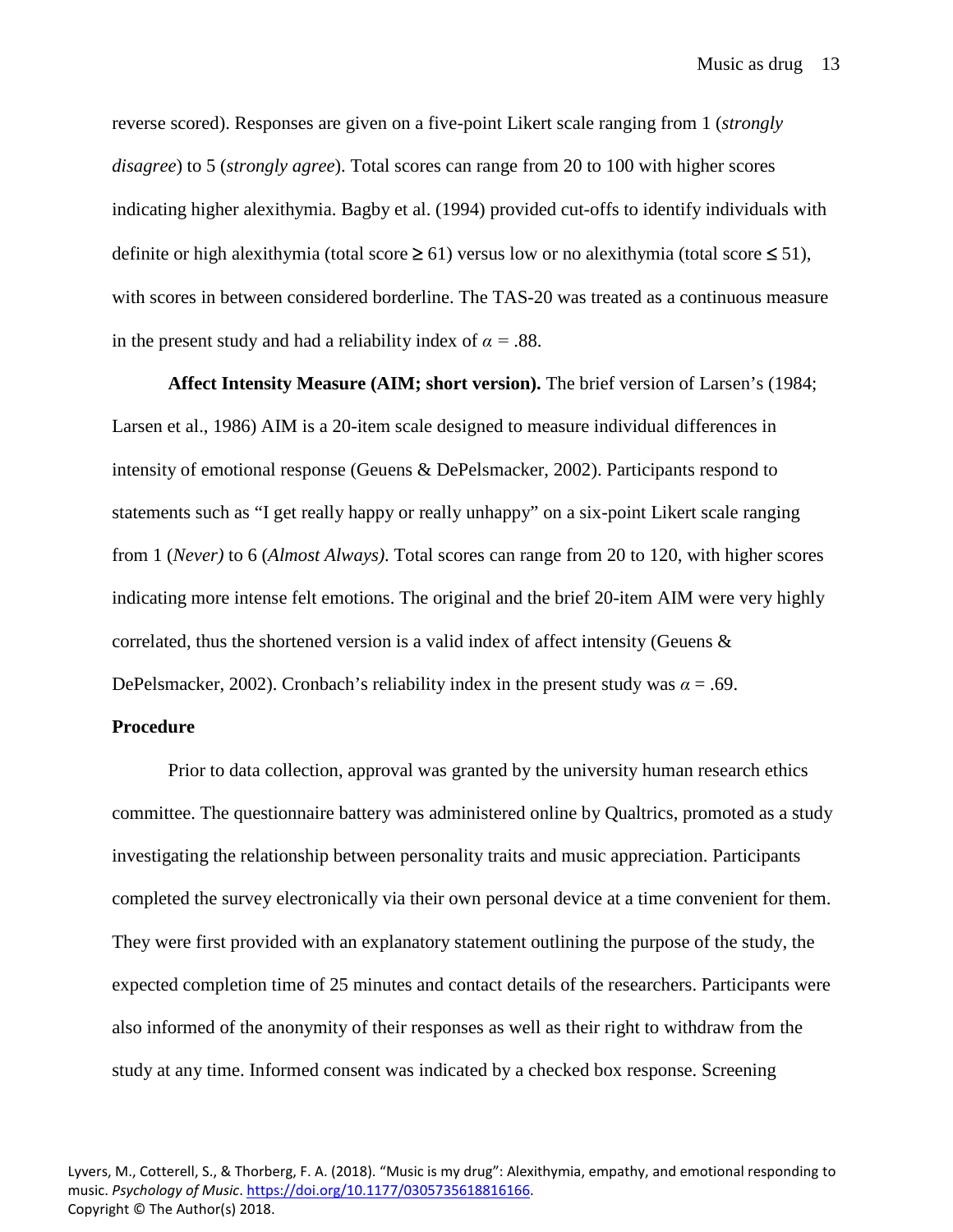reverse scored). Responses are given on a five-point Likert scale ranging from 1 (*strongly disagree*) to 5 (*strongly agree*). Total scores can range from 20 to 100 with higher scores indicating higher alexithymia. Bagby et al. (1994) provided cut-offs to identify individuals with definite or high alexithymia (total score ≥ 61) versus low or no alexithymia (total score ≤ 51), with scores in between considered borderline. The TAS-20 was treated as a continuous measure in the present study and had a reliability index of $\alpha = .88$.

**Affect Intensity Measure (AIM; short version).** The brief version of Larsen's (1984; Larsen et al., 1986) AIM is a 20-item scale designed to measure individual differences in intensity of emotional response (Geuens & DePelsmacker, 2002). Participants respond to statements such as "I get really happy or really unhappy" on a six-point Likert scale ranging from 1 (*Never)* to 6 (*Almost Always)*. Total scores can range from 20 to 120, with higher scores indicating more intense felt emotions. The original and the brief 20-item AIM were very highly correlated, thus the shortened version is a valid index of affect intensity (Geuens & DePelsmacker, 2002). Cronbach's reliability index in the present study was $\alpha = .69$.

**Procedure**

Prior to data collection, approval was granted by the university human research ethics committee. The questionnaire battery was administered online by Qualtrics, promoted as a study investigating the relationship between personality traits and music appreciation. Participants completed the survey electronically via their own personal device at a time convenient for them. They were first provided with an explanatory statement outlining the purpose of the study, the expected completion time of 25 minutes and contact details of the researchers. Participants were also informed of the anonymity of their responses as well as their right to withdraw from the study at any time. Informed consent was indicated by a checked box response. Screening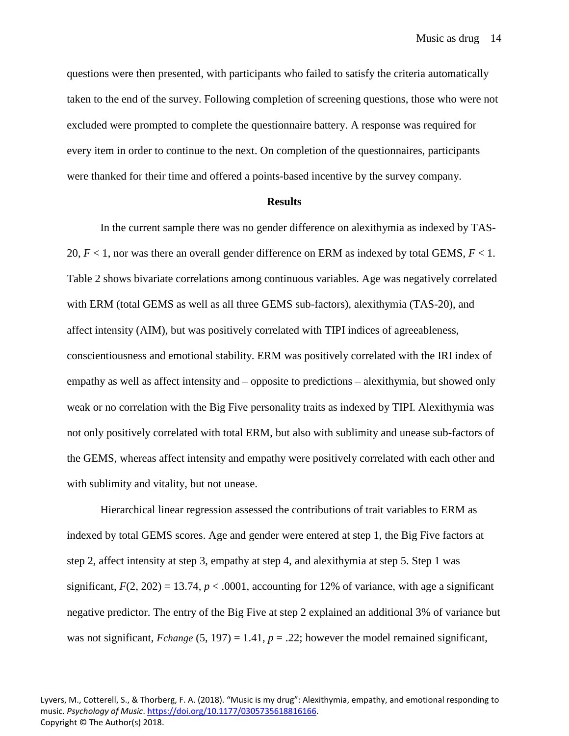questions were then presented, with participants who failed to satisfy the criteria automatically taken to the end of the survey. Following completion of screening questions, those who were not excluded were prompted to complete the questionnaire battery. A response was required for every item in order to continue to the next. On completion of the questionnaires, participants were thanked for their time and offered a points-based incentive by the survey company.

## Results

In the current sample there was no gender difference on alexithymia as indexed by TAS-20, $F < 1$, nor was there an overall gender difference on ERM as indexed by total GEMS, $F < 1$. Table 2 shows bivariate correlations among continuous variables. Age was negatively correlated with ERM (total GEMS as well as all three GEMS sub-factors), alexithymia (TAS-20), and affect intensity (AIM), but was positively correlated with TIPI indices of agreeableness, conscientiousness and emotional stability. ERM was positively correlated with the IRI index of empathy as well as affect intensity and – opposite to predictions – alexithymia, but showed only weak or no correlation with the Big Five personality traits as indexed by TIPI. Alexithymia was not only positively correlated with total ERM, but also with sublimity and unease sub-factors of the GEMS, whereas affect intensity and empathy were positively correlated with each other and with sublimity and vitality, but not unease.

Hierarchical linear regression assessed the contributions of trait variables to ERM as indexed by total GEMS scores. Age and gender were entered at step 1, the Big Five factors at step 2, affect intensity at step 3, empathy at step 4, and alexithymia at step 5. Step 1 was significant, $F(2, 202) = 13.74$, $p < .0001$, accounting for 12% of variance, with age a significant negative predictor. The entry of the Big Five at step 2 explained an additional 3% of variance but was not significant, $Fchange\ (5, 197) = 1.41$, $p = .22$; however the model remained significant,

Lyvers, M., Cotterell, S., & Thorberg, F. A. (2018). "Music is my drug": Alexithymia, empathy, and emotional responding to music. *Psychology of Music*. https://doi.org/10.1177/0305735618816166.
Copyright © The Author(s) 2018.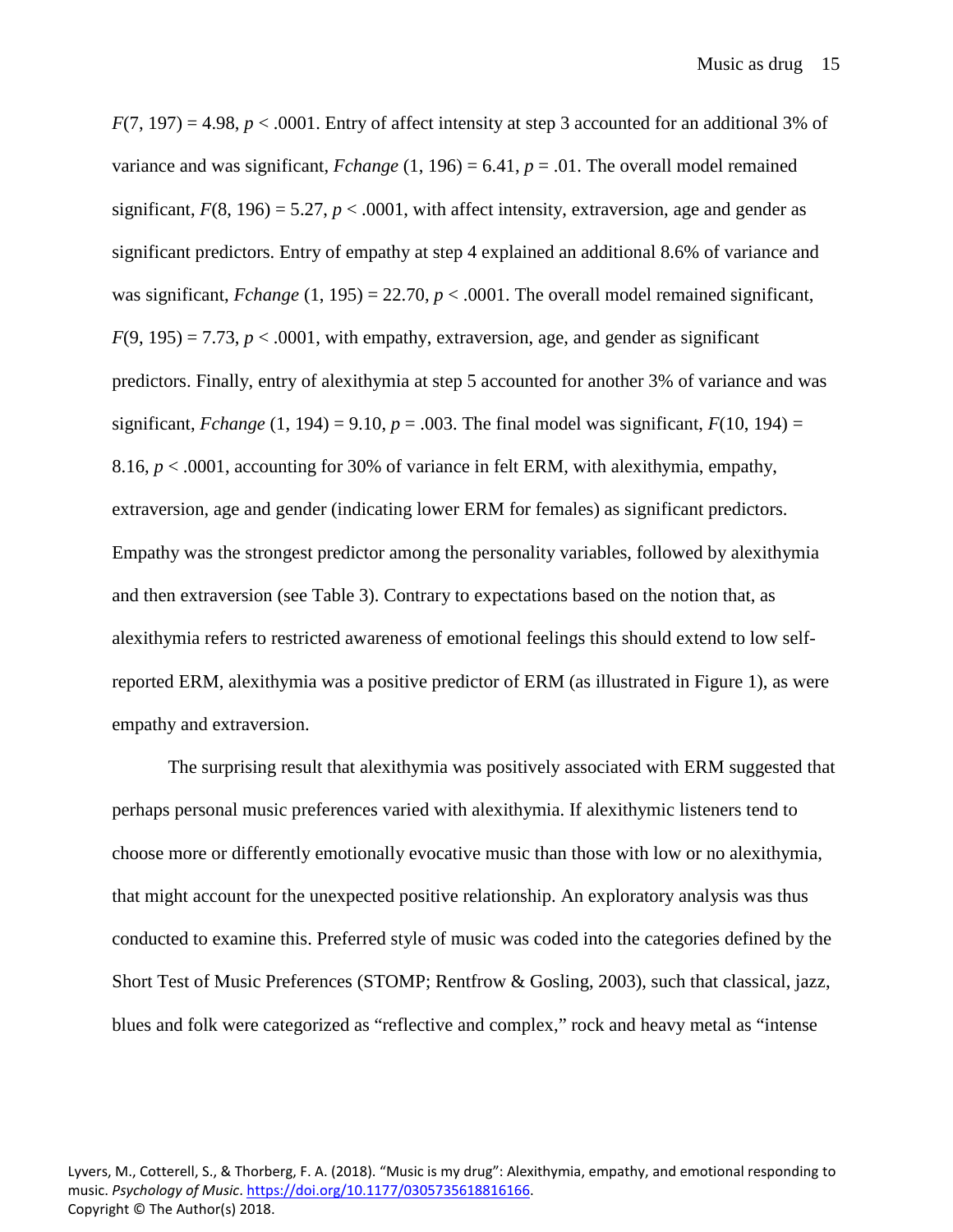$F(7, 197) = 4.98$, $p < .0001$. Entry of affect intensity at step 3 accounted for an additional 3% of variance and was significant, $Fchange\ (1, 196) = 6.41$, $p = .01$. The overall model remained significant, $F(8, 196) = 5.27$, $p < .0001$, with affect intensity, extraversion, age and gender as significant predictors. Entry of empathy at step 4 explained an additional 8.6% of variance and was significant, $Fchange\ (1, 195) = 22.70$, $p < .0001$. The overall model remained significant, $F(9, 195) = 7.73$, $p < .0001$, with empathy, extraversion, age, and gender as significant predictors. Finally, entry of alexithymia at step 5 accounted for another 3% of variance and was significant, $Fchange\ (1, 194) = 9.10$, $p = .003$. The final model was significant, $F(10, 194) = 8.16$, $p < .0001$, accounting for 30% of variance in felt ERM, with alexithymia, empathy, extraversion, age and gender (indicating lower ERM for females) as significant predictors. Empathy was the strongest predictor among the personality variables, followed by alexithymia and then extraversion (see Table 3). Contrary to expectations based on the notion that, as alexithymia refers to restricted awareness of emotional feelings this should extend to low self-reported ERM, alexithymia was a positive predictor of ERM (as illustrated in Figure 1), as were empathy and extraversion.

The surprising result that alexithymia was positively associated with ERM suggested that perhaps personal music preferences varied with alexithymia. If alexithymic listeners tend to choose more or differently emotionally evocative music than those with low or no alexithymia, that might account for the unexpected positive relationship. An exploratory analysis was thus conducted to examine this. Preferred style of music was coded into the categories defined by the Short Test of Music Preferences (STOMP; Rentfrow & Gosling, 2003), such that classical, jazz, blues and folk were categorized as "reflective and complex," rock and heavy metal as "intense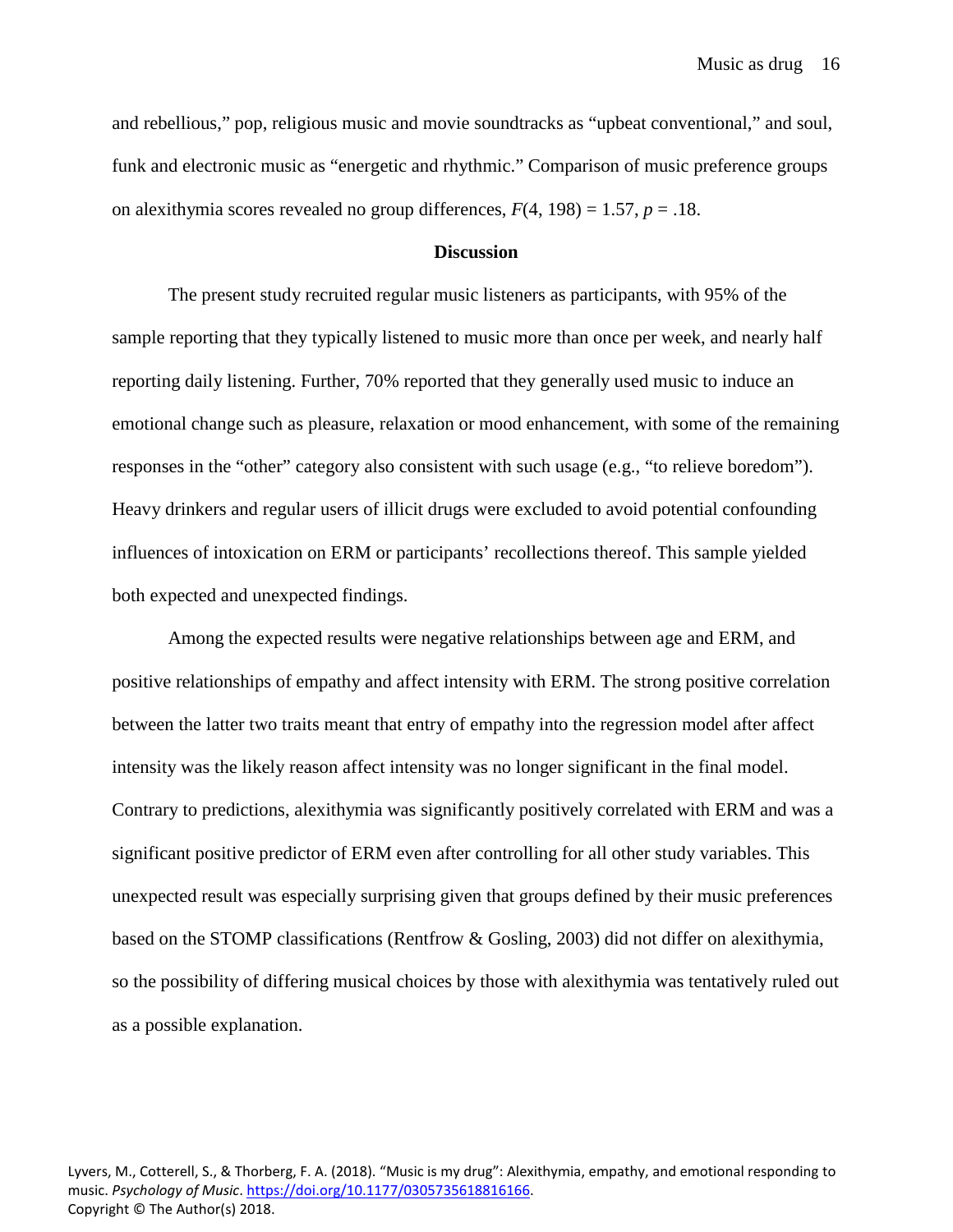and rebellious," pop, religious music and movie soundtracks as "upbeat conventional," and soul, funk and electronic music as "energetic and rhythmic." Comparison of music preference groups on alexithymia scores revealed no group differences, $F(4, 198) = 1.57$, $p = .18$.

## Discussion

The present study recruited regular music listeners as participants, with 95% of the sample reporting that they typically listened to music more than once per week, and nearly half reporting daily listening. Further, 70% reported that they generally used music to induce an emotional change such as pleasure, relaxation or mood enhancement, with some of the remaining responses in the "other" category also consistent with such usage (e.g., "to relieve boredom"). Heavy drinkers and regular users of illicit drugs were excluded to avoid potential confounding influences of intoxication on ERM or participants' recollections thereof. This sample yielded both expected and unexpected findings.

Among the expected results were negative relationships between age and ERM, and positive relationships of empathy and affect intensity with ERM. The strong positive correlation between the latter two traits meant that entry of empathy into the regression model after affect intensity was the likely reason affect intensity was no longer significant in the final model. Contrary to predictions, alexithymia was significantly positively correlated with ERM and was a significant positive predictor of ERM even after controlling for all other study variables. This unexpected result was especially surprising given that groups defined by their music preferences based on the STOMP classifications (Rentfrow & Gosling, 2003) did not differ on alexithymia, so the possibility of differing musical choices by those with alexithymia was tentatively ruled out as a possible explanation.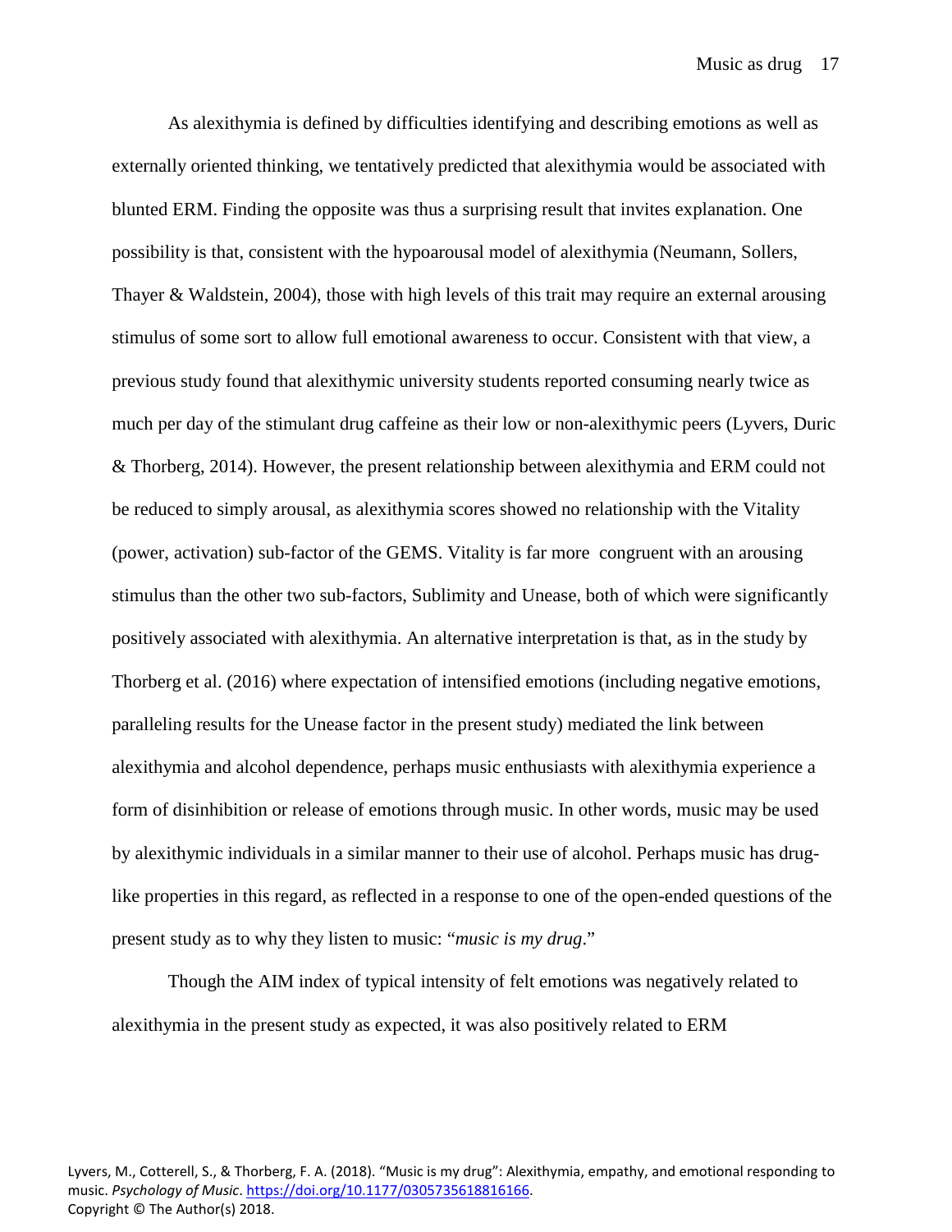As alexithymia is defined by difficulties identifying and describing emotions as well as externally oriented thinking, we tentatively predicted that alexithymia would be associated with blunted ERM. Finding the opposite was thus a surprising result that invites explanation. One possibility is that, consistent with the hypoarousal model of alexithymia (Neumann, Sollers, Thayer & Waldstein, 2004), those with high levels of this trait may require an external arousing stimulus of some sort to allow full emotional awareness to occur. Consistent with that view, a previous study found that alexithymic university students reported consuming nearly twice as much per day of the stimulant drug caffeine as their low or non-alexithymic peers (Lyvers, Duric & Thorberg, 2014). However, the present relationship between alexithymia and ERM could not be reduced to simply arousal, as alexithymia scores showed no relationship with the Vitality (power, activation) sub-factor of the GEMS. Vitality is far more congruent with an arousing stimulus than the other two sub-factors, Sublimity and Unease, both of which were significantly positively associated with alexithymia. An alternative interpretation is that, as in the study by Thorberg et al. (2016) where expectation of intensified emotions (including negative emotions, paralleling results for the Unease factor in the present study) mediated the link between alexithymia and alcohol dependence, perhaps music enthusiasts with alexithymia experience a form of disinhibition or release of emotions through music. In other words, music may be used by alexithymic individuals in a similar manner to their use of alcohol. Perhaps music has drug-like properties in this regard, as reflected in a response to one of the open-ended questions of the present study as to why they listen to music: "*music is my drug*."

Though the AIM index of typical intensity of felt emotions was negatively related to alexithymia in the present study as expected, it was also positively related to ERM

Lyvers, M., Cotterell, S., & Thorberg, F. A. (2018). "Music is my drug": Alexithymia, empathy, and emotional responding to music. *Psychology of Music*. https://doi.org/10.1177/0305735618816166.
Copyright © The Author(s) 2018.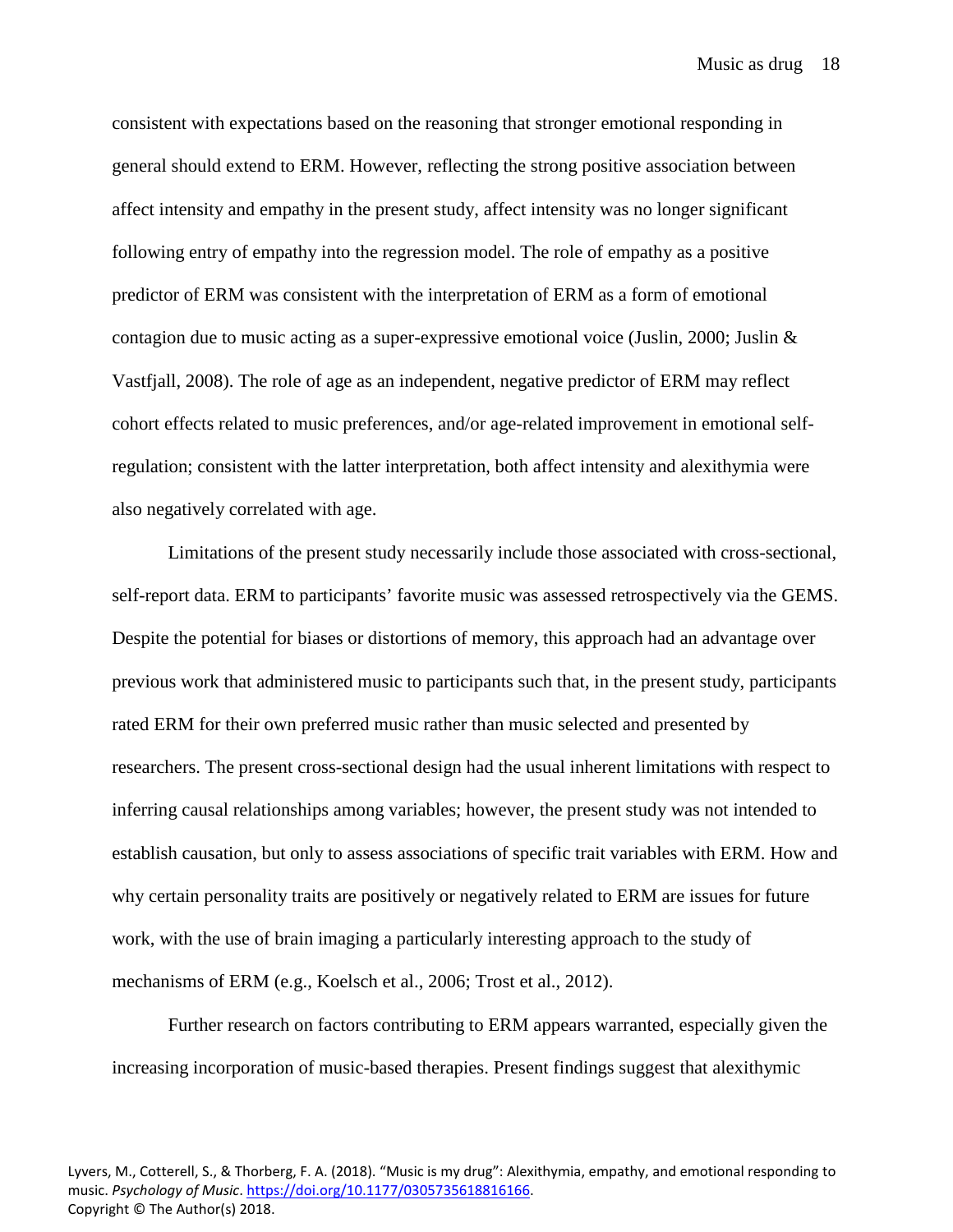consistent with expectations based on the reasoning that stronger emotional responding in general should extend to ERM. However, reflecting the strong positive association between affect intensity and empathy in the present study, affect intensity was no longer significant following entry of empathy into the regression model. The role of empathy as a positive predictor of ERM was consistent with the interpretation of ERM as a form of emotional contagion due to music acting as a super-expressive emotional voice (Juslin, 2000; Juslin & Vastfjall, 2008). The role of age as an independent, negative predictor of ERM may reflect cohort effects related to music preferences, and/or age-related improvement in emotional self-regulation; consistent with the latter interpretation, both affect intensity and alexithymia were also negatively correlated with age.

Limitations of the present study necessarily include those associated with cross-sectional, self-report data. ERM to participants' favorite music was assessed retrospectively via the GEMS. Despite the potential for biases or distortions of memory, this approach had an advantage over previous work that administered music to participants such that, in the present study, participants rated ERM for their own preferred music rather than music selected and presented by researchers. The present cross-sectional design had the usual inherent limitations with respect to inferring causal relationships among variables; however, the present study was not intended to establish causation, but only to assess associations of specific trait variables with ERM. How and why certain personality traits are positively or negatively related to ERM are issues for future work, with the use of brain imaging a particularly interesting approach to the study of mechanisms of ERM (e.g., Koelsch et al., 2006; Trost et al., 2012).

Further research on factors contributing to ERM appears warranted, especially given the increasing incorporation of music-based therapies. Present findings suggest that alexithymic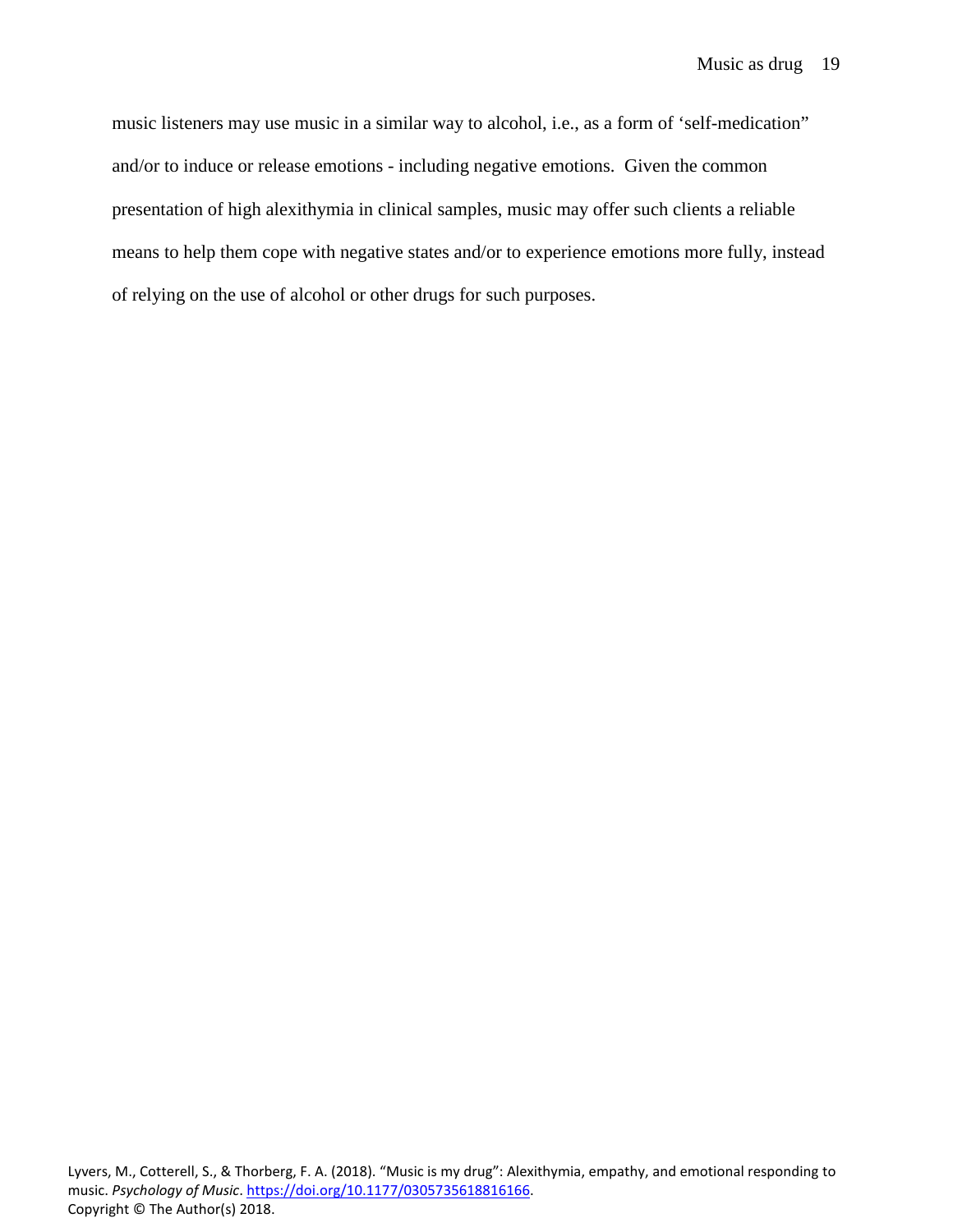music listeners may use music in a similar way to alcohol, i.e., as a form of 'self-medication" and/or to induce or release emotions - including negative emotions. Given the common presentation of high alexithymia in clinical samples, music may offer such clients a reliable means to help them cope with negative states and/or to experience emotions more fully, instead of relying on the use of alcohol or other drugs for such purposes.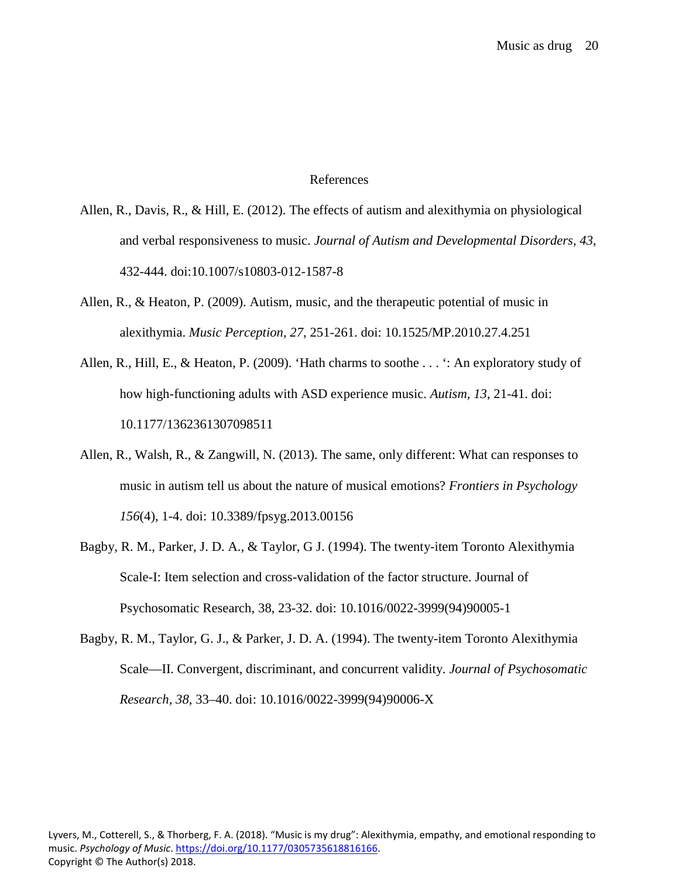# References

Allen, R., Davis, R., & Hill, E. (2012). The effects of autism and alexithymia on physiological and verbal responsiveness to music. *Journal of Autism and Developmental Disorders*, *43*, 432-444. doi:10.1007/s10803-012-1587-8

Allen, R., & Heaton, P. (2009). Autism, music, and the therapeutic potential of music in alexithymia. *Music Perception, 27*, 251-261. doi: 10.1525/MP.2010.27.4.251

Allen, R., Hill, E., & Heaton, P. (2009). 'Hath charms to soothe . . . ': An exploratory study of how high-functioning adults with ASD experience music. *Autism, 13*, 21-41. doi: 10.1177/1362361307098511

Allen, R., Walsh, R., & Zangwill, N. (2013). The same, only different: What can responses to music in autism tell us about the nature of musical emotions? *Frontiers in Psychology 156*(4), 1-4. doi: 10.3389/fpsyg.2013.00156

Bagby, R. M., Parker, J. D. A., & Taylor, G J. (1994). The twenty-item Toronto Alexithymia Scale-I: Item selection and cross-validation of the factor structure. Journal of Psychosomatic Research, 38, 23-32. doi: 10.1016/0022-3999(94)90005-1

Bagby, R. M., Taylor, G. J., & Parker, J. D. A. (1994). The twenty-item Toronto Alexithymia Scale—II. Convergent, discriminant, and concurrent validity. *Journal of Psychosomatic Research*, *38*, 33–40. doi: 10.1016/0022-3999(94)90006-X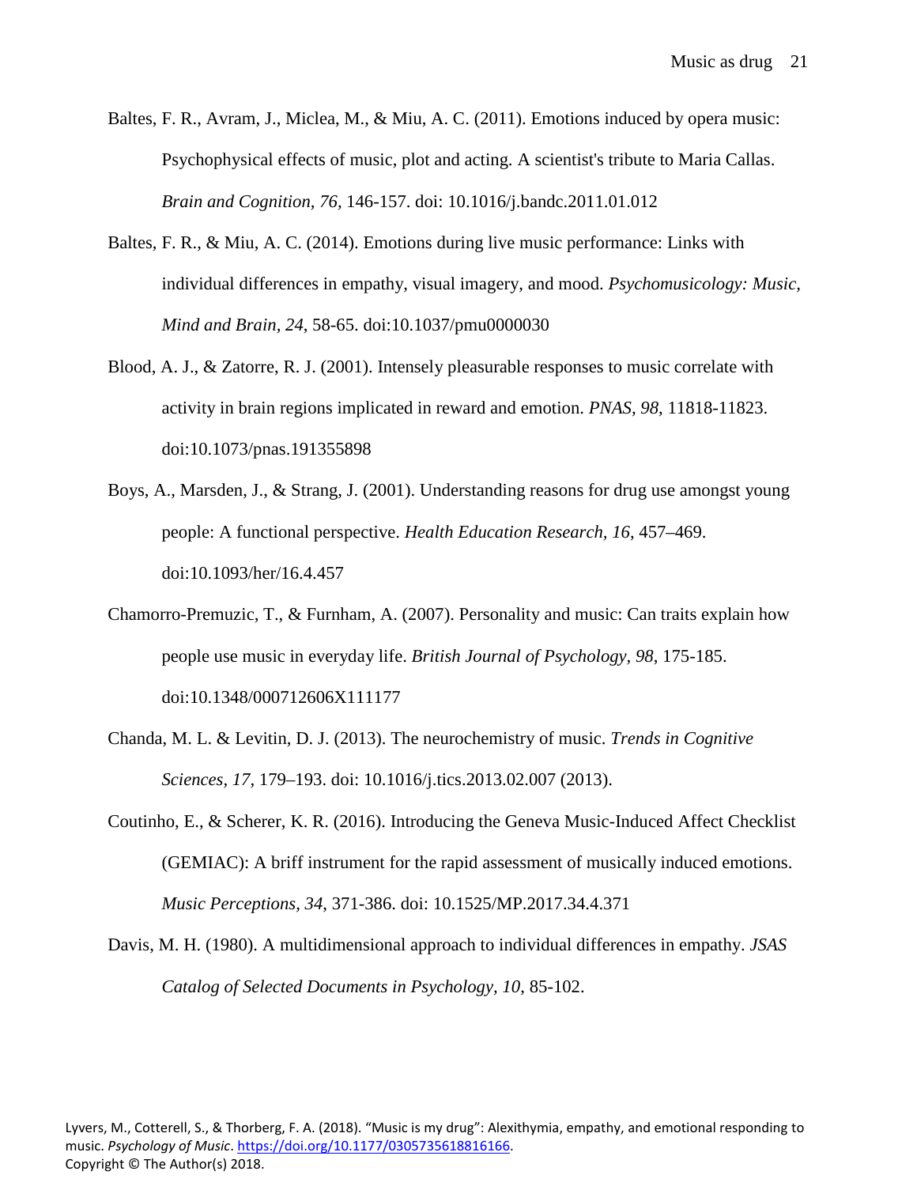Baltes, F. R., Avram, J., Miclea, M., & Miu, A. C. (2011). Emotions induced by opera music: Psychophysical effects of music, plot and acting. A scientist's tribute to Maria Callas. *Brain and Cognition, 76,* 146-157. doi: 10.1016/j.bandc.2011.01.012

Baltes, F. R., & Miu, A. C. (2014). Emotions during live music performance: Links with individual differences in empathy, visual imagery, and mood. *Psychomusicology: Music, Mind and Brain, 24,* 58-65. doi:10.1037/pmu0000030

Blood, A. J., & Zatorre, R. J. (2001). Intensely pleasurable responses to music correlate with activity in brain regions implicated in reward and emotion. *PNAS, 98,* 11818-11823. doi:10.1073/pnas.191355898

Boys, A., Marsden, J., & Strang, J. (2001). Understanding reasons for drug use amongst young people: A functional perspective. *Health Education Research, 16,* 457–469. doi:10.1093/her/16.4.457

Chamorro-Premuzic, T., & Furnham, A. (2007). Personality and music: Can traits explain how people use music in everyday life. *British Journal of Psychology, 98,* 175-185. doi:10.1348/000712606X111177

Chanda, M. L. & Levitin, D. J. (2013). The neurochemistry of music. *Trends in Cognitive Sciences, 17,* 179–193. doi: 10.1016/j.tics.2013.02.007 (2013).

Coutinho, E., & Scherer, K. R. (2016). Introducing the Geneva Music-Induced Affect Checklist (GEMIAC): A briff instrument for the rapid assessment of musically induced emotions. *Music Perceptions, 34,* 371-386. doi: 10.1525/MP.2017.34.4.371

Davis, M. H. (1980). A multidimensional approach to individual differences in empathy. *JSAS Catalog of Selected Documents in Psychology, 10,* 85-102.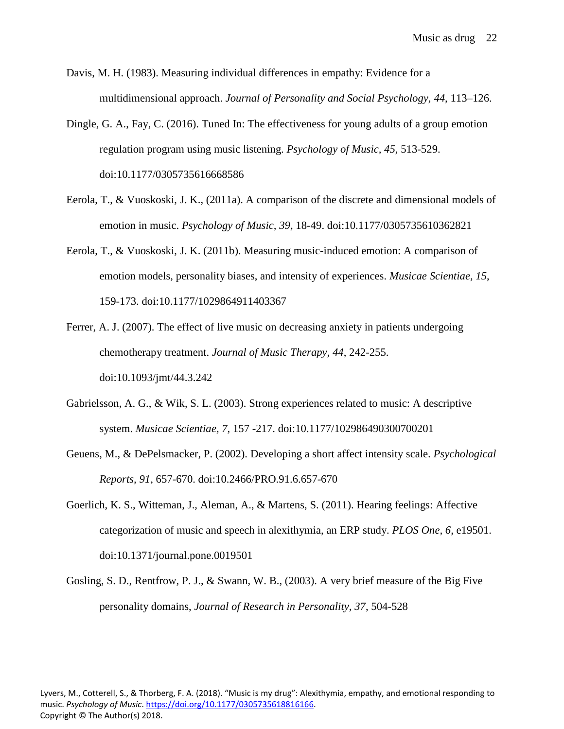Davis, M. H. (1983). Measuring individual differences in empathy: Evidence for a multidimensional approach. *Journal of Personality and Social Psychology*, *44*, 113–126.

Dingle, G. A., Fay, C. (2016). Tuned In: The effectiveness for young adults of a group emotion regulation program using music listening. *Psychology of Music, 45,* 513-529. doi:10.1177/0305735616668586

Eerola, T., & Vuoskoski, J. K., (2011a). A comparison of the discrete and dimensional models of emotion in music. *Psychology of Music*, *39*, 18-49. doi:10.1177/0305735610362821

Eerola, T., & Vuoskoski, J. K. (2011b). Measuring music-induced emotion: A comparison of emotion models, personality biases, and intensity of experiences. *Musicae Scientiae, 15*, 159-173. doi:10.1177/1029864911403367

Ferrer, A. J. (2007). The effect of live music on decreasing anxiety in patients undergoing chemotherapy treatment. *Journal of Music Therapy*, *44*, 242-255. doi:10.1093/jmt/44.3.242

Gabrielsson, A. G., & Wik, S. L. (2003). Strong experiences related to music: A descriptive system. *Musicae Scientiae*, *7*, 157 -217. doi:10.1177/102986490300700201

Geuens, M., & DePelsmacker, P. (2002). Developing a short affect intensity scale. *Psychological Reports, 91*, 657-670. doi:10.2466/PRO.91.6.657-670

Goerlich, K. S., Witteman, J., Aleman, A., & Martens, S. (2011). Hearing feelings: Affective categorization of music and speech in alexithymia, an ERP study. *PLOS One, 6*, e19501. doi:10.1371/journal.pone.0019501

Gosling, S. D., Rentfrow, P. J., & Swann, W. B., (2003). A very brief measure of the Big Five personality domains, *Journal of Research in Personality*, *37*, 504-528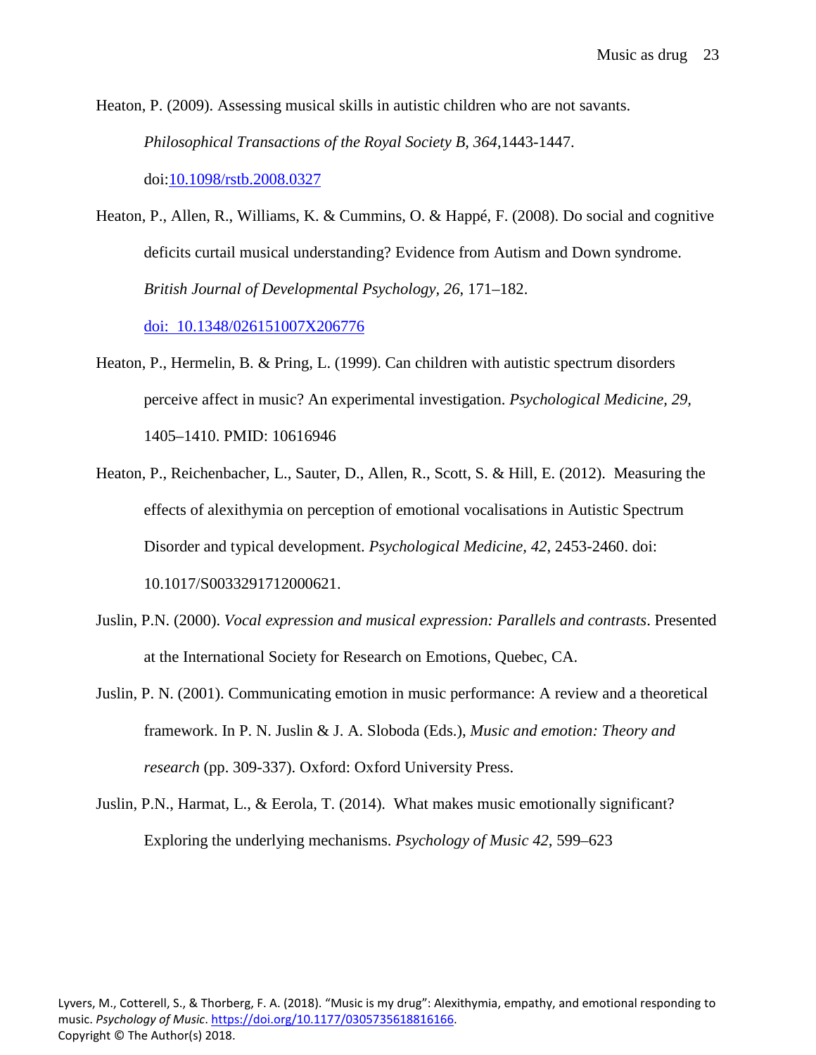Heaton, P. (2009). Assessing musical skills in autistic children who are not savants. *Philosophical Transactions of the Royal Society B, 364*,1443-1447. doi:10.1098/rstb.2008.0327

Heaton, P., Allen, R., Williams, K. & Cummins, O. & Happé, F. (2008). Do social and cognitive deficits curtail musical understanding? Evidence from Autism and Down syndrome. *British Journal of Developmental Psychology*, *26*, 171–182. doi: 10.1348/026151007X206776

Heaton, P., Hermelin, B. & Pring, L. (1999). Can children with autistic spectrum disorders perceive affect in music? An experimental investigation. *Psychological Medicine, 29,* 1405–1410. PMID: 10616946

Heaton, P., Reichenbacher, L., Sauter, D., Allen, R., Scott, S. & Hill, E. (2012). Measuring the effects of alexithymia on perception of emotional vocalisations in Autistic Spectrum Disorder and typical development. *Psychological Medicine, 42,* 2453-2460. doi: 10.1017/S0033291712000621.

Juslin, P.N. (2000). *Vocal expression and musical expression: Parallels and contrasts*. Presented at the International Society for Research on Emotions, Quebec, CA.

Juslin, P. N. (2001). Communicating emotion in music performance: A review and a theoretical framework. In P. N. Juslin & J. A. Sloboda (Eds.), *Music and emotion: Theory and research* (pp. 309-337). Oxford: Oxford University Press.

Juslin, P.N., Harmat, L., & Eerola, T. (2014). What makes music emotionally significant? Exploring the underlying mechanisms. *Psychology of Music 42,* 599–623

Lyvers, M., Cotterell, S., & Thorberg, F. A. (2018). "Music is my drug": Alexithymia, empathy, and emotional responding to music. *Psychology of Music*. https://doi.org/10.1177/0305735618816166.
Copyright © The Author(s) 2018.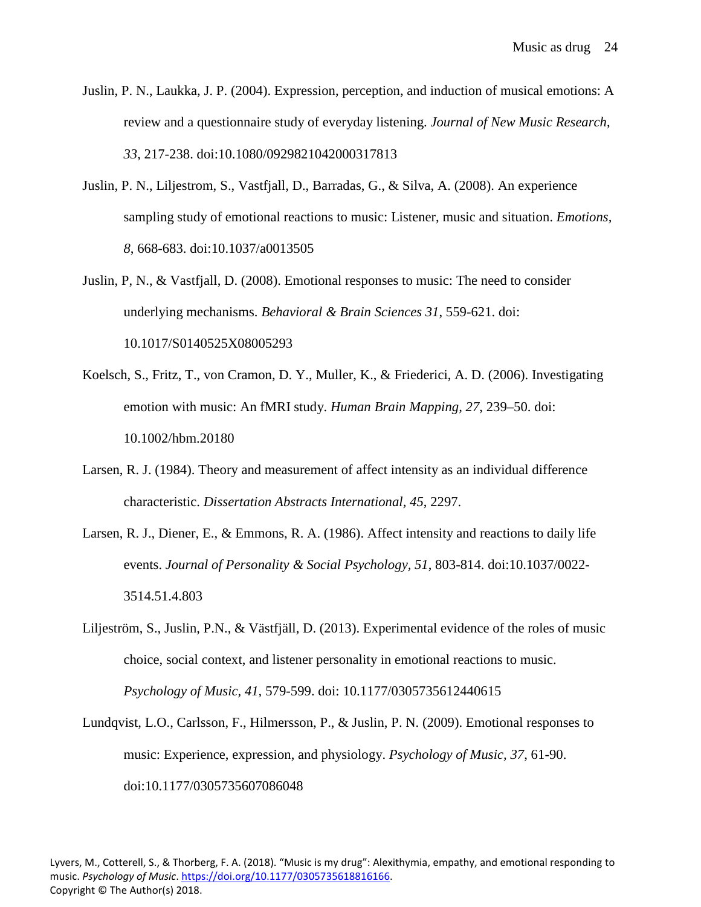Juslin, P. N., Laukka, J. P. (2004). Expression, perception, and induction of musical emotions: A review and a questionnaire study of everyday listening. *Journal of New Music Research*, *33*, 217-238. doi:10.1080/0929821042000317813

Juslin, P. N., Liljestrom, S., Vastfjall, D., Barradas, G., & Silva, A. (2008). An experience sampling study of emotional reactions to music: Listener, music and situation. *Emotions*, *8*, 668-683. doi:10.1037/a0013505

Juslin, P, N., & Vastfjall, D. (2008). Emotional responses to music: The need to consider underlying mechanisms. *Behavioral & Brain Sciences 31*, 559-621. doi: 10.1017/S0140525X08005293

Koelsch, S., Fritz, T., von Cramon, D. Y., Muller, K., & Friederici, A. D. (2006). Investigating emotion with music: An fMRI study. *Human Brain Mapping, 27*, 239–50. doi: 10.1002/hbm.20180

Larsen, R. J. (1984). Theory and measurement of affect intensity as an individual difference characteristic. *Dissertation Abstracts International, 45*, 2297.

Larsen, R. J., Diener, E., & Emmons, R. A. (1986). Affect intensity and reactions to daily life events. *Journal of Personality & Social Psychology, 51*, 803-814. doi:10.1037/0022-3514.51.4.803

Liljeström, S., Juslin, P.N., & Västfjäll, D. (2013). Experimental evidence of the roles of music choice, social context, and listener personality in emotional reactions to music. *Psychology of Music, 41,* 579-599. doi: 10.1177/0305735612440615

Lundqvist, L.O., Carlsson, F., Hilmersson, P., & Juslin, P. N. (2009). Emotional responses to music: Experience, expression, and physiology. *Psychology of Music, 37*, 61-90. doi:10.1177/0305735607086048

Lyvers, M., Cotterell, S., & Thorberg, F. A. (2018). "Music is my drug": Alexithymia, empathy, and emotional responding to music. *Psychology of Music*. https://doi.org/10.1177/0305735618816166.
Copyright © The Author(s) 2018.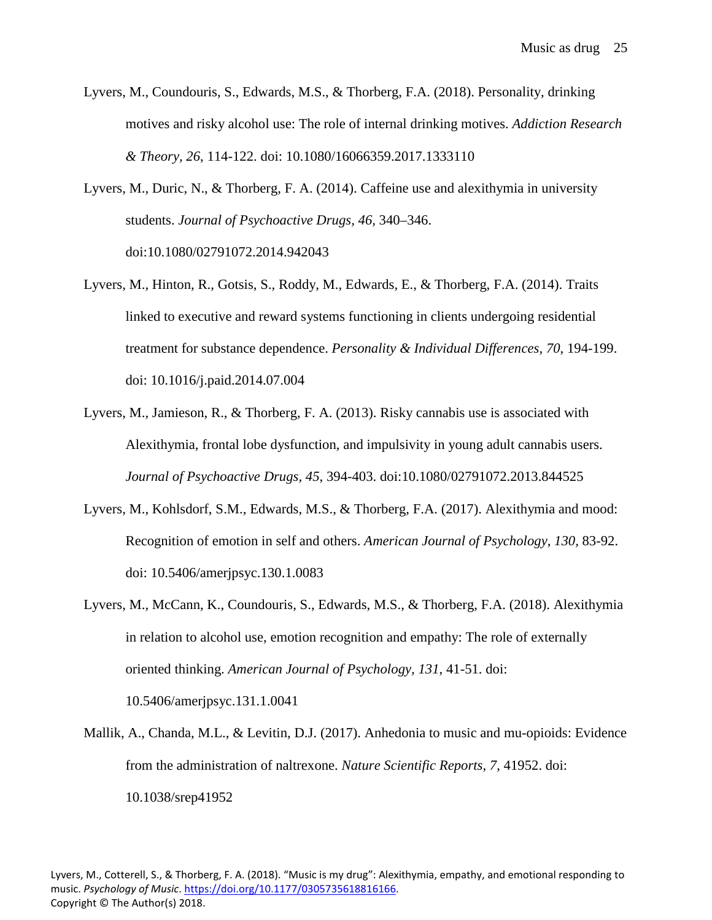Lyvers, M., Coundouris, S., Edwards, M.S., & Thorberg, F.A. (2018). Personality, drinking motives and risky alcohol use: The role of internal drinking motives. *Addiction Research & Theory, 26*, 114-122. doi: 10.1080/16066359.2017.1333110

Lyvers, M., Duric, N., & Thorberg, F. A. (2014). Caffeine use and alexithymia in university students. *Journal of Psychoactive Drugs, 46,* 340–346. doi:10.1080/02791072.2014.942043

Lyvers, M., Hinton, R., Gotsis, S., Roddy, M., Edwards, E., & Thorberg, F.A. (2014). Traits linked to executive and reward systems functioning in clients undergoing residential treatment for substance dependence. *Personality & Individual Differences, 70*, 194-199. doi: 10.1016/j.paid.2014.07.004

Lyvers, M., Jamieson, R., & Thorberg, F. A. (2013). Risky cannabis use is associated with Alexithymia, frontal lobe dysfunction, and impulsivity in young adult cannabis users. *Journal of Psychoactive Drugs, 45*, 394-403. doi:10.1080/02791072.2013.844525

Lyvers, M., Kohlsdorf, S.M., Edwards, M.S., & Thorberg, F.A. (2017). Alexithymia and mood: Recognition of emotion in self and others. *American Journal of Psychology, 130,* 83-92. doi: 10.5406/amerjpsyc.130.1.0083

Lyvers, M., McCann, K., Coundouris, S., Edwards, M.S., & Thorberg, F.A. (2018). Alexithymia in relation to alcohol use, emotion recognition and empathy: The role of externally oriented thinking. *American Journal of Psychology, 131*, 41-51. doi: 10.5406/amerjpsyc.131.1.0041

Mallik, A., Chanda, M.L., & Levitin, D.J. (2017). Anhedonia to music and mu-opioids: Evidence from the administration of naltrexone. *Nature Scientific Reports, 7*, 41952. doi: 10.1038/srep41952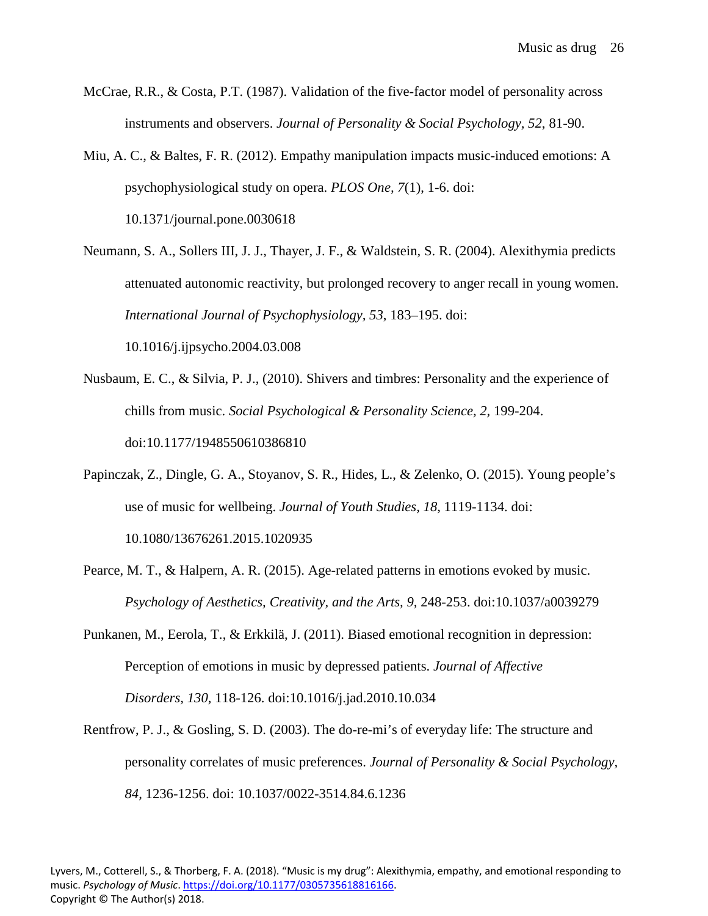McCrae, R.R., & Costa, P.T. (1987). Validation of the five-factor model of personality across instruments and observers. *Journal of Personality & Social Psychology, 52*, 81-90.

Miu, A. C., & Baltes, F. R. (2012). Empathy manipulation impacts music-induced emotions: A psychophysiological study on opera. *PLOS One, 7*(1), 1-6. doi: 10.1371/journal.pone.0030618

Neumann, S. A., Sollers III, J. J., Thayer, J. F., & Waldstein, S. R. (2004). Alexithymia predicts attenuated autonomic reactivity, but prolonged recovery to anger recall in young women. *International Journal of Psychophysiology, 53,* 183–195. doi: 10.1016/j.ijpsycho.2004.03.008

Nusbaum, E. C., & Silvia, P. J., (2010). Shivers and timbres: Personality and the experience of chills from music. *Social Psychological & Personality Science, 2,* 199-204. doi:10.1177/1948550610386810

Papinczak, Z., Dingle, G. A., Stoyanov, S. R., Hides, L., & Zelenko, O. (2015). Young people's use of music for wellbeing. *Journal of Youth Studies, 18*, 1119-1134. doi: 10.1080/13676261.2015.1020935

Pearce, M. T., & Halpern, A. R. (2015). Age-related patterns in emotions evoked by music. *Psychology of Aesthetics, Creativity, and the Arts, 9,* 248-253. doi:10.1037/a0039279

Punkanen, M., Eerola, T., & Erkkilä, J. (2011). Biased emotional recognition in depression: Perception of emotions in music by depressed patients. *Journal of Affective Disorders, 130*, 118-126. doi:10.1016/j.jad.2010.10.034

Rentfrow, P. J., & Gosling, S. D. (2003). The do-re-mi's of everyday life: The structure and personality correlates of music preferences. *Journal of Personality & Social Psychology, 84,* 1236-1256. doi: 10.1037/0022-3514.84.6.1236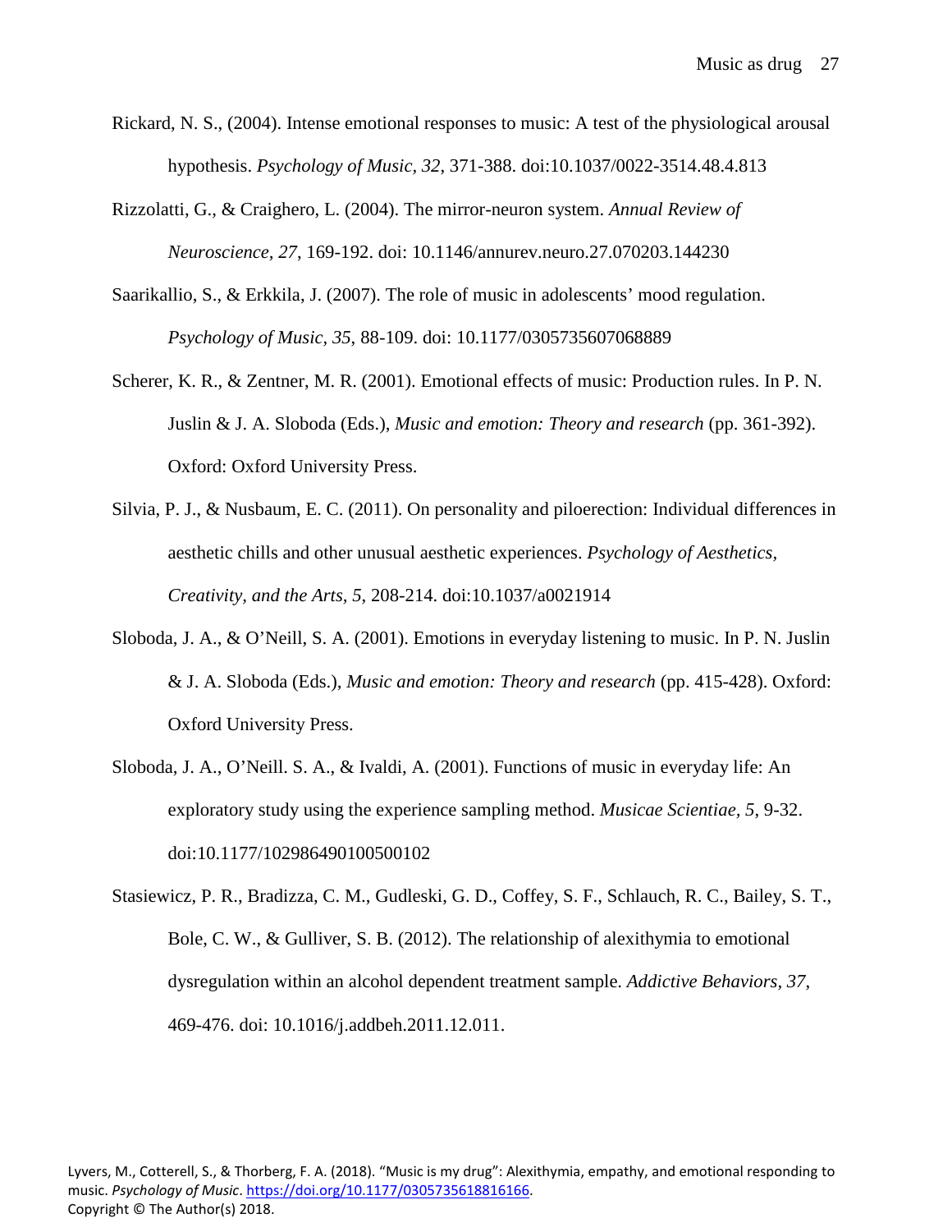Rickard, N. S., (2004). Intense emotional responses to music: A test of the physiological arousal hypothesis. *Psychology of Music, 32*, 371-388. doi:10.1037/0022-3514.48.4.813

Rizzolatti, G., & Craighero, L. (2004). The mirror-neuron system. *Annual Review of Neuroscience, 27*, 169-192. doi: 10.1146/annurev.neuro.27.070203.144230

Saarikallio, S., & Erkkila, J. (2007). The role of music in adolescents' mood regulation. *Psychology of Music, 35*, 88-109. doi: 10.1177/0305735607068889

Scherer, K. R., & Zentner, M. R. (2001). Emotional effects of music: Production rules. In P. N. Juslin & J. A. Sloboda (Eds.), *Music and emotion: Theory and research* (pp. 361-392). Oxford: Oxford University Press.

Silvia, P. J., & Nusbaum, E. C. (2011). On personality and piloerection: Individual differences in aesthetic chills and other unusual aesthetic experiences. *Psychology of Aesthetics, Creativity, and the Arts, 5*, 208-214. doi:10.1037/a0021914

Sloboda, J. A., & O'Neill, S. A. (2001). Emotions in everyday listening to music. In P. N. Juslin & J. A. Sloboda (Eds.), *Music and emotion: Theory and research* (pp. 415-428). Oxford: Oxford University Press.

Sloboda, J. A., O'Neill. S. A., & Ivaldi, A. (2001). Functions of music in everyday life: An exploratory study using the experience sampling method. *Musicae Scientiae, 5*, 9-32. doi:10.1177/102986490100500102

Stasiewicz, P. R., Bradizza, C. M., Gudleski, G. D., Coffey, S. F., Schlauch, R. C., Bailey, S. T., Bole, C. W., & Gulliver, S. B. (2012). The relationship of alexithymia to emotional dysregulation within an alcohol dependent treatment sample. *Addictive Behaviors, 37*, 469-476. doi: 10.1016/j.addbeh.2011.12.011.

Lyvers, M., Cotterell, S., & Thorberg, F. A. (2018). "Music is my drug": Alexithymia, empathy, and emotional responding to music. *Psychology of Music*. https://doi.org/10.1177/0305735618816166.
Copyright © The Author(s) 2018.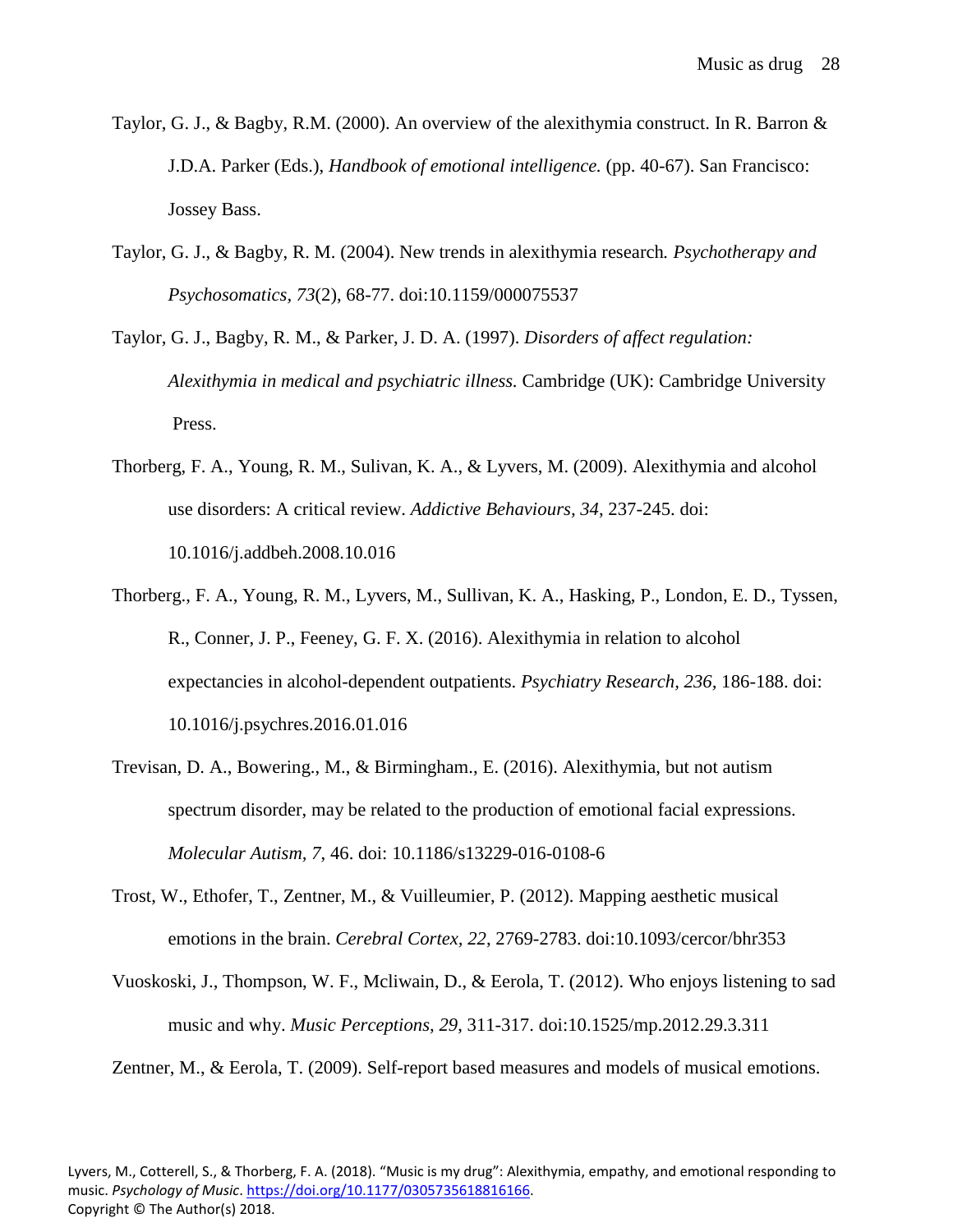Taylor, G. J., & Bagby, R.M. (2000). An overview of the alexithymia construct. In R. Barron & J.D.A. Parker (Eds.), *Handbook of emotional intelligence.* (pp. 40-67). San Francisco: Jossey Bass.

Taylor, G. J., & Bagby, R. M. (2004). New trends in alexithymia research*. Psychotherapy and Psychosomatics*, *73*(2), 68-77. doi:10.1159/000075537

Taylor, G. J., Bagby, R. M., & Parker, J. D. A. (1997). *Disorders of affect regulation: Alexithymia in medical and psychiatric illness.* Cambridge (UK): Cambridge University Press.

Thorberg, F. A., Young, R. M., Sulivan, K. A., & Lyvers, M. (2009). Alexithymia and alcohol use disorders: A critical review. *Addictive Behaviours, 34*, 237-245. doi: 10.1016/j.addbeh.2008.10.016

Thorberg., F. A., Young, R. M., Lyvers, M., Sullivan, K. A., Hasking, P., London, E. D., Tyssen, R., Conner, J. P., Feeney, G. F. X. (2016). Alexithymia in relation to alcohol expectancies in alcohol-dependent outpatients. *Psychiatry Research, 236,* 186-188. doi: 10.1016/j.psychres.2016.01.016

Trevisan, D. A., Bowering., M., & Birmingham., E. (2016). Alexithymia, but not autism spectrum disorder, may be related to the production of emotional facial expressions. *Molecular Autism, 7*, 46. doi: 10.1186/s13229-016-0108-6

Trost, W., Ethofer, T., Zentner, M., & Vuilleumier, P. (2012). Mapping aesthetic musical emotions in the brain. *Cerebral Cortex, 22*, 2769-2783. doi:10.1093/cercor/bhr353

Vuoskoski, J., Thompson, W. F., Mcliwain, D., & Eerola, T. (2012). Who enjoys listening to sad music and why. *Music Perceptions, 29*, 311-317. doi:10.1525/mp.2012.29.3.311

Zentner, M., & Eerola, T. (2009). Self-report based measures and models of musical emotions.

Lyvers, M., Cotterell, S., & Thorberg, F. A. (2018). "Music is my drug": Alexithymia, empathy, and emotional responding to music. *Psychology of Music*. https://doi.org/10.1177/0305735618816166.
Copyright © The Author(s) 2018.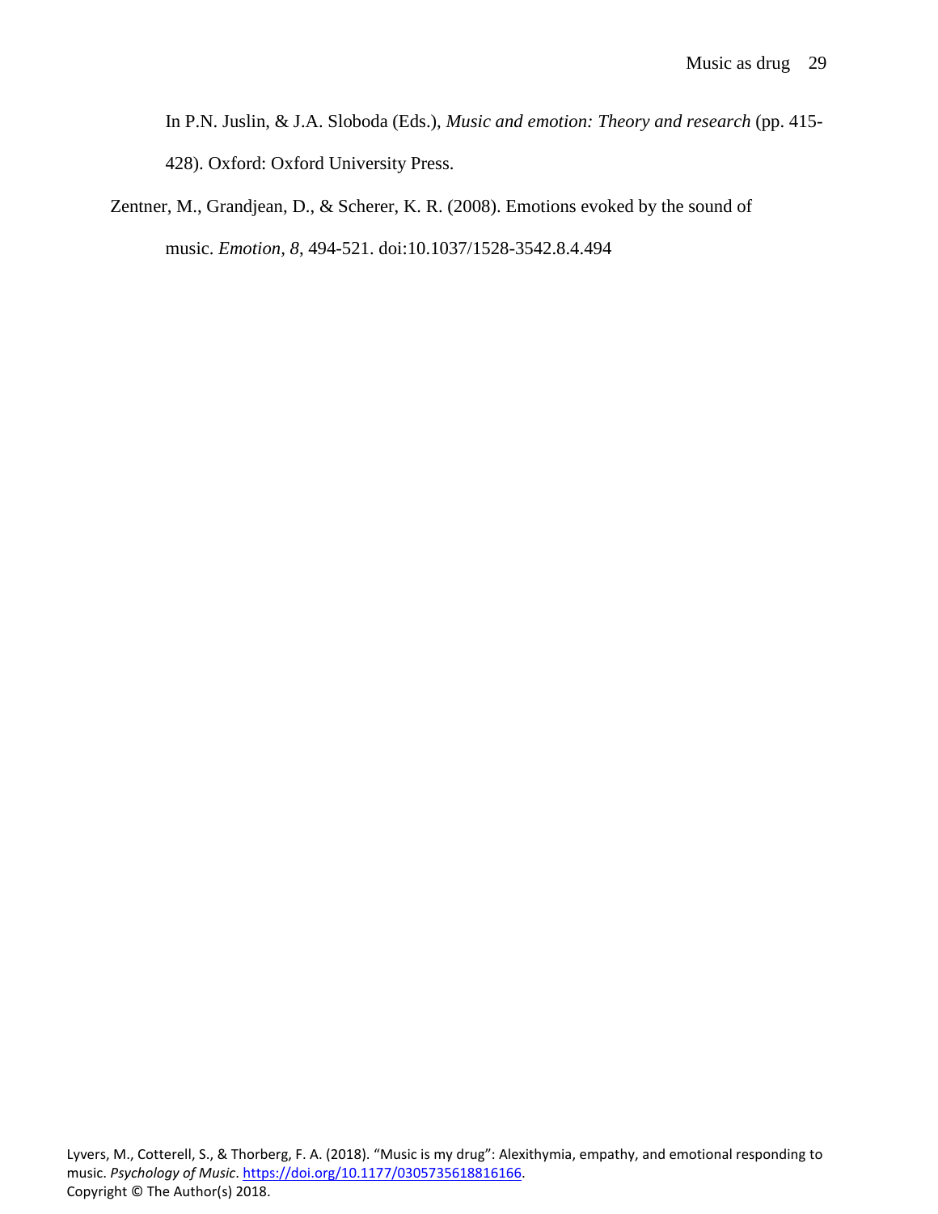In P.N. Juslin, & J.A. Sloboda (Eds.), *Music and emotion: Theory and research* (pp. 415-428). Oxford: Oxford University Press.

Zentner, M., Grandjean, D., & Scherer, K. R. (2008). Emotions evoked by the sound of music. *Emotion, 8*, 494-521. doi:10.1037/1528-3542.8.4.494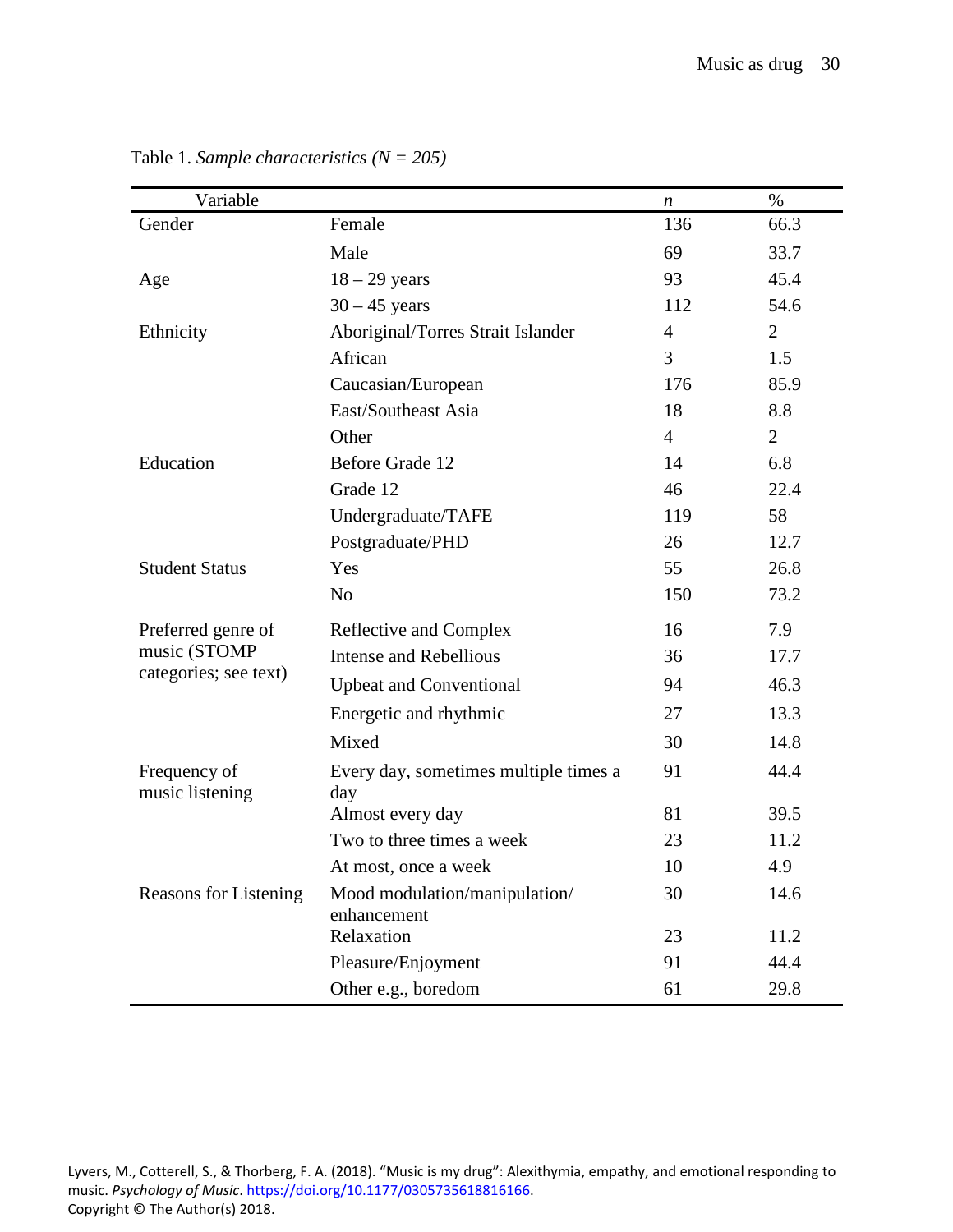Table 1. *Sample characteristics (N = 205)*

| Variable | | *n* | % |
|---|---|---|---|
| Gender | Female | 136 | 66.3 |
| | Male | 69 | 33.7 |
| Age | 18 – 29 years | 93 | 45.4 |
| | 30 – 45 years | 112 | 54.6 |
| Ethnicity | Aboriginal/Torres Strait Islander | 4 | 2 |
| | African | 3 | 1.5 |
| | Caucasian/European | 176 | 85.9 |
| | East/Southeast Asia | 18 | 8.8 |
| | Other | 4 | 2 |
| Education | Before Grade 12 | 14 | 6.8 |
| | Grade 12 | 46 | 22.4 |
| | Undergraduate/TAFE | 119 | 58 |
| | Postgraduate/PHD | 26 | 12.7 |
| Student Status | Yes | 55 | 26.8 |
| | No | 150 | 73.2 |
| Preferred genre of music (STOMP categories; see text) | Reflective and Complex | 16 | 7.9 |
| | Intense and Rebellious | 36 | 17.7 |
| | Upbeat and Conventional | 94 | 46.3 |
| | Energetic and rhythmic | 27 | 13.3 |
| | Mixed | 30 | 14.8 |
| Frequency of music listening | Every day, sometimes multiple times a day | 91 | 44.4 |
| | Almost every day | 81 | 39.5 |
| | Two to three times a week | 23 | 11.2 |
| | At most, once a week | 10 | 4.9 |
| Reasons for Listening | Mood modulation/manipulation/ enhancement | 30 | 14.6 |
| | Relaxation | 23 | 11.2 |
| | Pleasure/Enjoyment | 91 | 44.4 |
| | Other e.g., boredom | 61 | 29.8 |

Lyvers, M., Cotterell, S., & Thorberg, F. A. (2018). "Music is my drug": Alexithymia, empathy, and emotional responding to music. *Psychology of Music*. https://doi.org/10.1177/0305735618816166.
Copyright © The Author(s) 2018.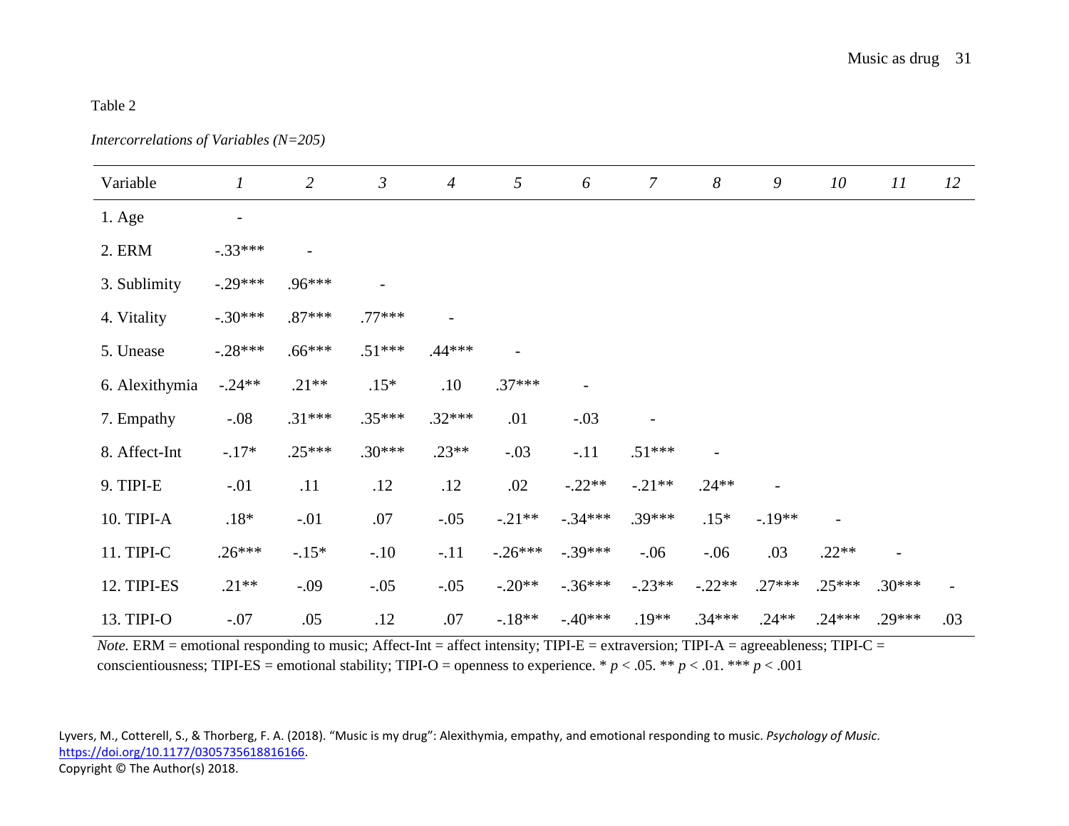Table 2

*Intercorrelations of Variables (N=205)*

| Variable | *1* | *2* | *3* | *4* | *5* | *6* | *7* | *8* | *9* | *10* | *11* | *12* |
|---|---|---|---|---|---|---|---|---|---|---|---|---|
| 1. Age | - | | | | | | | | | | | |
| 2. ERM | -.33*** | - | | | | | | | | | | |
| 3. Sublimity | -.29*** | .96*** | - | | | | | | | | | |
| 4. Vitality | -.30*** | .87*** | .77*** | - | | | | | | | | |
| 5. Unease | -.28*** | .66*** | .51*** | .44*** | - | | | | | | | |
| 6. Alexithymia | -.24** | .21** | .15* | .10 | .37*** | - | | | | | | |
| 7. Empathy | -.08 | .31*** | .35*** | .32*** | .01 | -.03 | - | | | | | |
| 8. Affect-Int | -.17* | .25*** | .30*** | .23** | -.03 | -.11 | .51*** | - | | | | |
| 9. TIPI-E | -.01 | .11 | .12 | .12 | .02 | -.22** | -.21** | .24** | - | | | |
| 10. TIPI-A | .18* | -.01 | .07 | -.05 | -.21** | -.34*** | .39*** | .15* | -.19** | - | | |
| 11. TIPI-C | .26*** | -.15* | -.10 | -.11 | -.26*** | -.39*** | -.06 | -.06 | .03 | .22** | - | |
| 12. TIPI-ES | .21** | -.09 | -.05 | -.05 | -.20** | -.36*** | -.23** | -.22** | .27*** | .25*** | .30*** | - |
| 13. TIPI-O | -.07 | .05 | .12 | .07 | -.18** | -.40*** | .19** | .34*** | .24** | .24*** | .29*** | .03 |

*Note.* ERM = emotional responding to music; Affect-Int = affect intensity; TIPI-E = extraversion; TIPI-A = agreeableness; TIPI-C = conscientiousness; TIPI-ES = emotional stability; TIPI-O = openness to experience. * $p < .05$. ** $p < .01$. *** $p < .001$

Lyvers, M., Cotterell, S., & Thorberg, F. A. (2018). "Music is my drug": Alexithymia, empathy, and emotional responding to music. *Psychology of Music*. https://doi.org/10.1177/0305735618816166.
Copyright © The Author(s) 2018.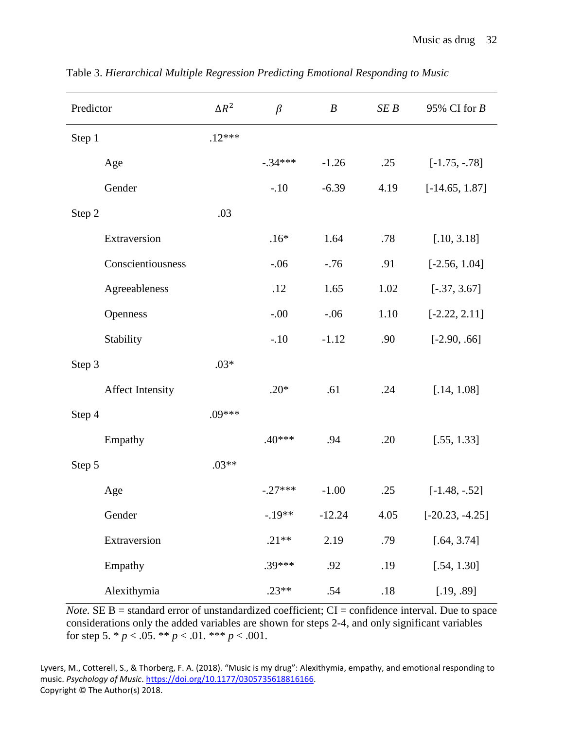Table 3. *Hierarchical Multiple Regression Predicting Emotional Responding to Music*

| Predictor | | $\Delta R^2$ | $\beta$ | *B* | *SE B* | 95% CI for *B* |
|---|---|---|---|---|---|---|
| Step 1 | | .12*** | | | | |
| | Age | | -.34*** | -1.26 | .25 | [-1.75, -.78] |
| | Gender | | -.10 | -6.39 | 4.19 | [-14.65, 1.87] |
| Step 2 | | .03 | | | | |
| | Extraversion | | .16* | 1.64 | .78 | [.10, 3.18] |
| | Conscientiousness | | -.06 | -.76 | .91 | [-2.56, 1.04] |
| | Agreeableness | | .12 | 1.65 | 1.02 | [-.37, 3.67] |
| | Openness | | -.00 | -.06 | 1.10 | [-2.22, 2.11] |
| | Stability | | -.10 | -1.12 | .90 | [-2.90, .66] |
| Step 3 | | .03* | | | | |
| | Affect Intensity | | .20* | .61 | .24 | [.14, 1.08] |
| Step 4 | | .09*** | | | | |
| | Empathy | | .40*** | .94 | .20 | [.55, 1.33] |
| Step 5 | | .03** | | | | |
| | Age | | -.27*** | -1.00 | .25 | [-1.48, -.52] |
| | Gender | | -.19** | -12.24 | 4.05 | [-20.23, -4.25] |
| | Extraversion | | .21** | 2.19 | .79 | [.64, 3.74] |
| | Empathy | | .39*** | .92 | .19 | [.54, 1.30] |
| | Alexithymia | | .23** | .54 | .18 | [.19, .89] |

*Note.* SE B = standard error of unstandardized coefficient; CI = confidence interval. Due to space considerations only the added variables are shown for steps 2-4, and only significant variables for step 5. * $p < .05$. ** $p < .01$. *** $p < .001$.

Lyvers, M., Cotterell, S., & Thorberg, F. A. (2018). "Music is my drug": Alexithymia, empathy, and emotional responding to music. *Psychology of Music*. https://doi.org/10.1177/0305735618816166.
Copyright © The Author(s) 2018.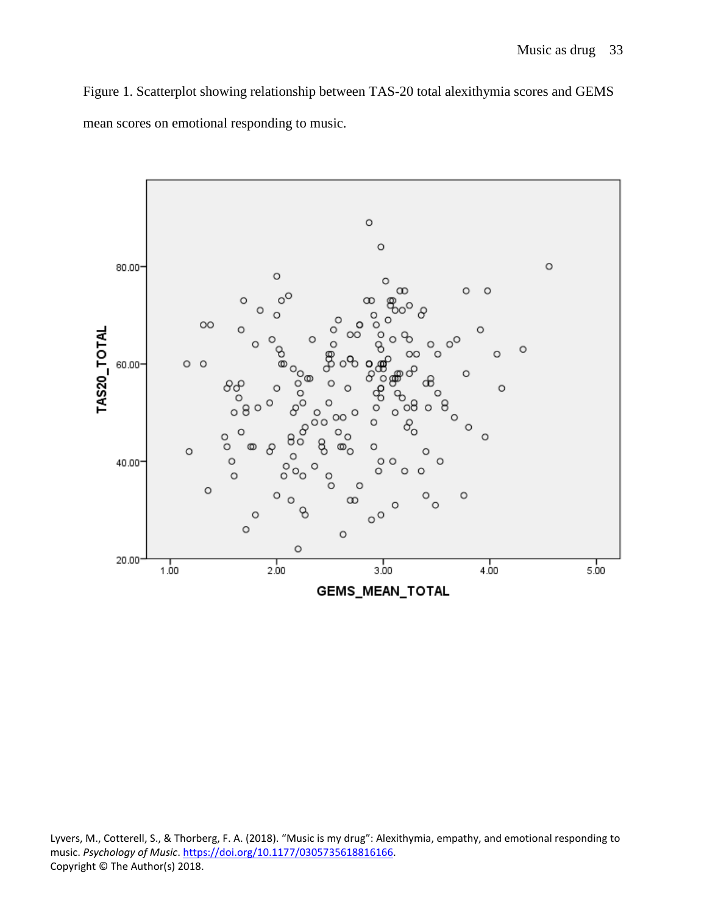Figure 1. Scatterplot showing relationship between TAS-20 total alexithymia scores and GEMS mean scores on emotional responding to music.

TAS20_TOTAL

80.00

60.00

40.00

20.00

1.00

2.00

3.00

4.00

5.00

GEMS_MEAN_TOTAL

Lyvers, M., Cotterell, S., & Thorberg, F. A. (2018). "Music is my drug": Alexithymia, empathy, and emotional responding to music. *Psychology of Music*. https://doi.org/10.1177/0305735618816166.
Copyright © The Author(s) 2018.